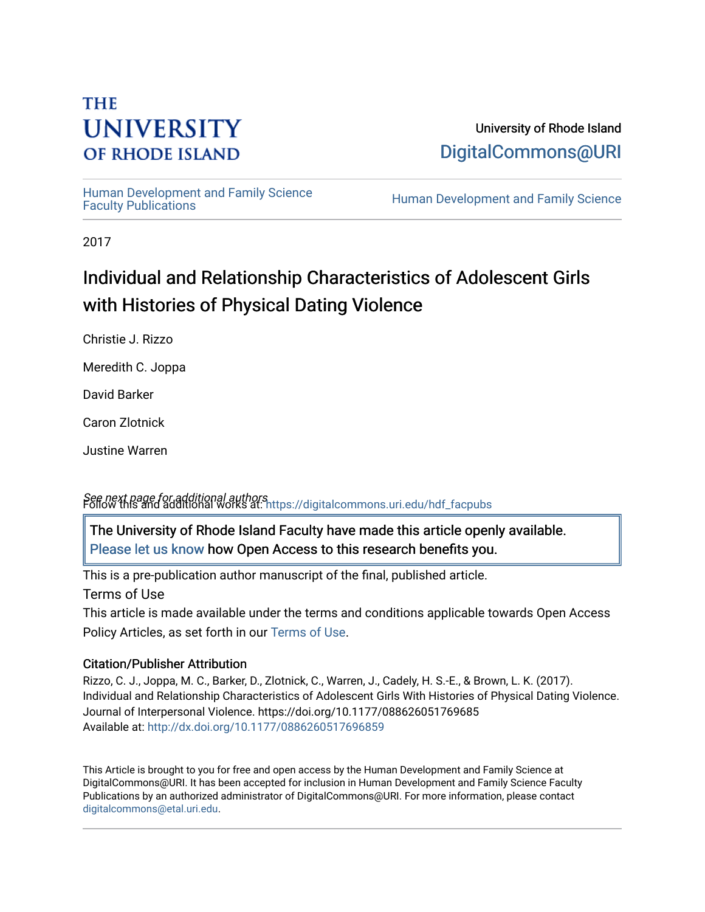THE UNIVERSITY OF RHODE ISLAND

University of Rhode Island
DigitalCommons@URI

Human Development and Family Science Faculty Publications

Human Development and Family Science

2017

# Individual and Relationship Characteristics of Adolescent Girls with Histories of Physical Dating Violence

Christie J. Rizzo

Meredith C. Joppa

David Barker

Caron Zlotnick

Justine Warren

*See next page for additional authors*

Follow this and additional works at: https://digitalcommons.uri.edu/hdf_facpubs

The University of Rhode Island Faculty have made this article openly available. Please let us know how Open Access to this research benefits you.

This is a pre-publication author manuscript of the final, published article.

Terms of Use

This article is made available under the terms and conditions applicable towards Open Access Policy Articles, as set forth in our Terms of Use.

### Citation/Publisher Attribution

Rizzo, C. J., Joppa, M. C., Barker, D., Zlotnick, C., Warren, J., Cadely, H. S.-E., & Brown, L. K. (2017). Individual and Relationship Characteristics of Adolescent Girls With Histories of Physical Dating Violence. Journal of Interpersonal Violence. https://doi.org/10.1177/088626051769685
Available at: http://dx.doi.org/10.1177/0886260517696859

This Article is brought to you for free and open access by the Human Development and Family Science at DigitalCommons@URI. It has been accepted for inclusion in Human Development and Family Science Faculty Publications by an authorized administrator of DigitalCommons@URI. For more information, please contact digitalcommons@etal.uri.edu.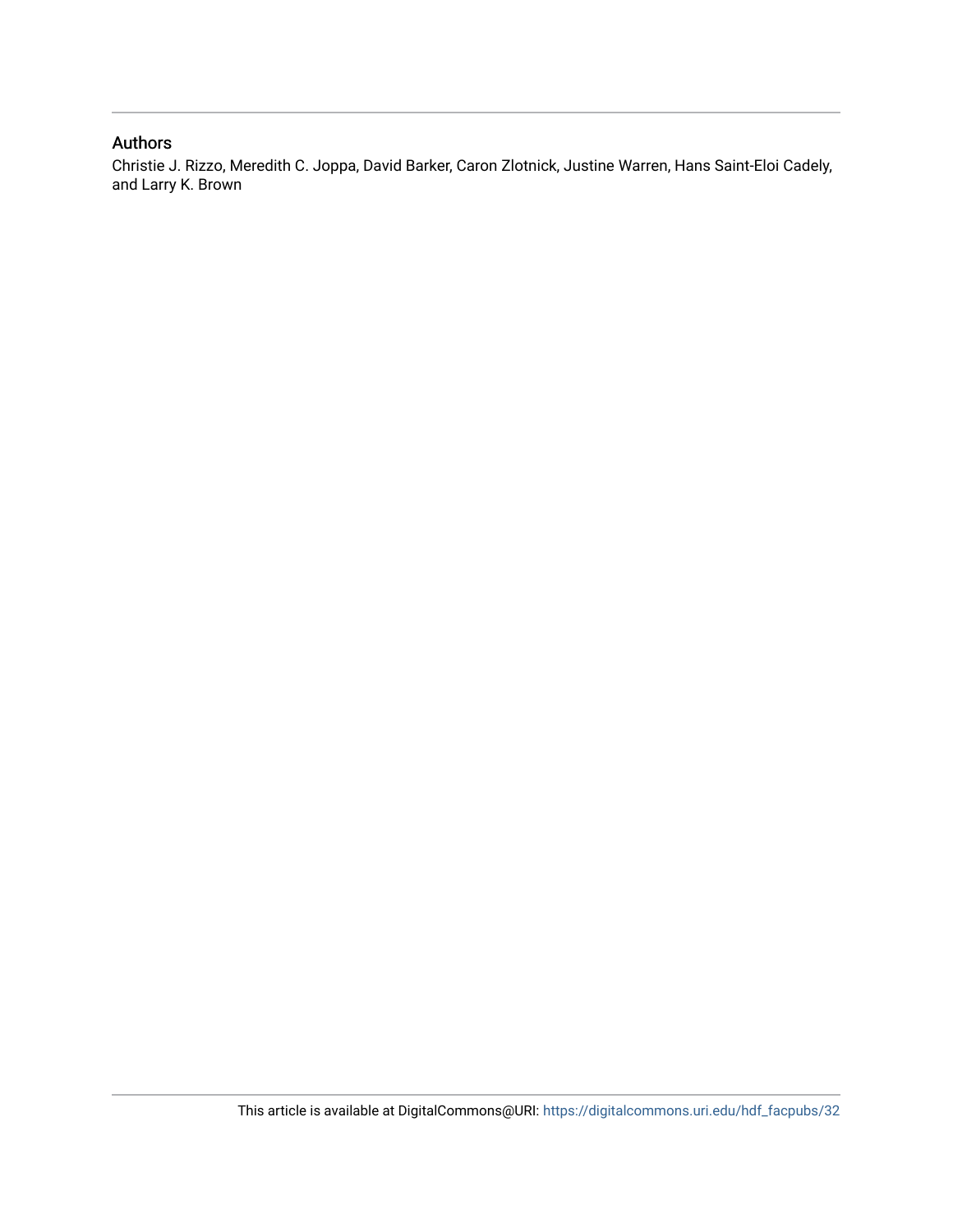## Authors

Christie J. Rizzo, Meredith C. Joppa, David Barker, Caron Zlotnick, Justine Warren, Hans Saint-Eloi Cadely, and Larry K. Brown

This article is available at DigitalCommons@URI: https://digitalcommons.uri.edu/hdf_facpubs/32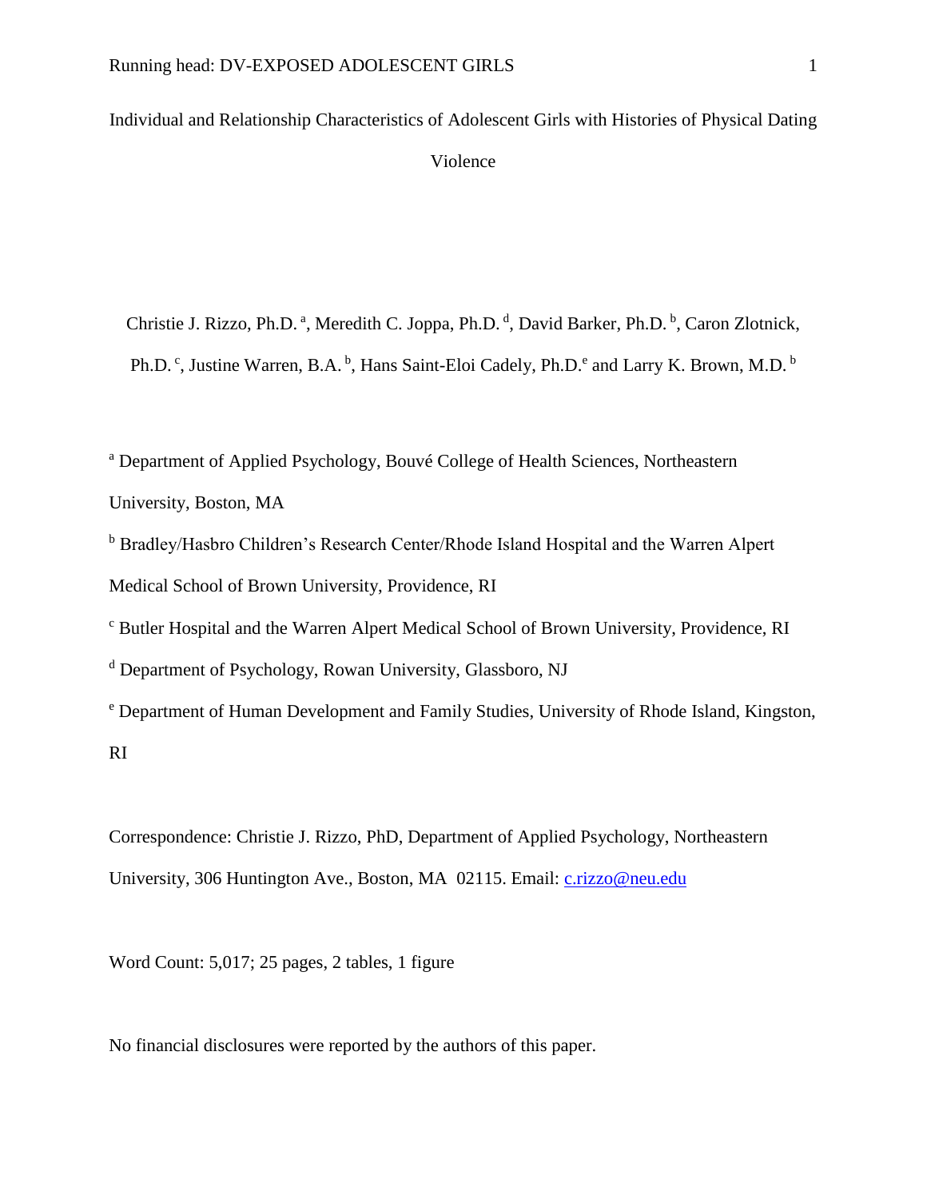# Individual and Relationship Characteristics of Adolescent Girls with Histories of Physical Dating Violence

Christie J. Rizzo, Ph.D. [a], Meredith C. Joppa, Ph.D. [d], David Barker, Ph.D. [b], Caron Zlotnick, Ph.D. [c], Justine Warren, B.A. [b], Hans Saint-Eloi Cadely, Ph.D.[e] and Larry K. Brown, M.D. [b]

[a] Department of Applied Psychology, Bouvé College of Health Sciences, Northeastern University, Boston, MA

[b] Bradley/Hasbro Children's Research Center/Rhode Island Hospital and the Warren Alpert Medical School of Brown University, Providence, RI

[c] Butler Hospital and the Warren Alpert Medical School of Brown University, Providence, RI

[d] Department of Psychology, Rowan University, Glassboro, NJ

[e] Department of Human Development and Family Studies, University of Rhode Island, Kingston, RI

Correspondence: Christie J. Rizzo, PhD, Department of Applied Psychology, Northeastern University, 306 Huntington Ave., Boston, MA 02115. Email: c.rizzo@neu.edu

Word Count: 5,017; 25 pages, 2 tables, 1 figure

No financial disclosures were reported by the authors of this paper.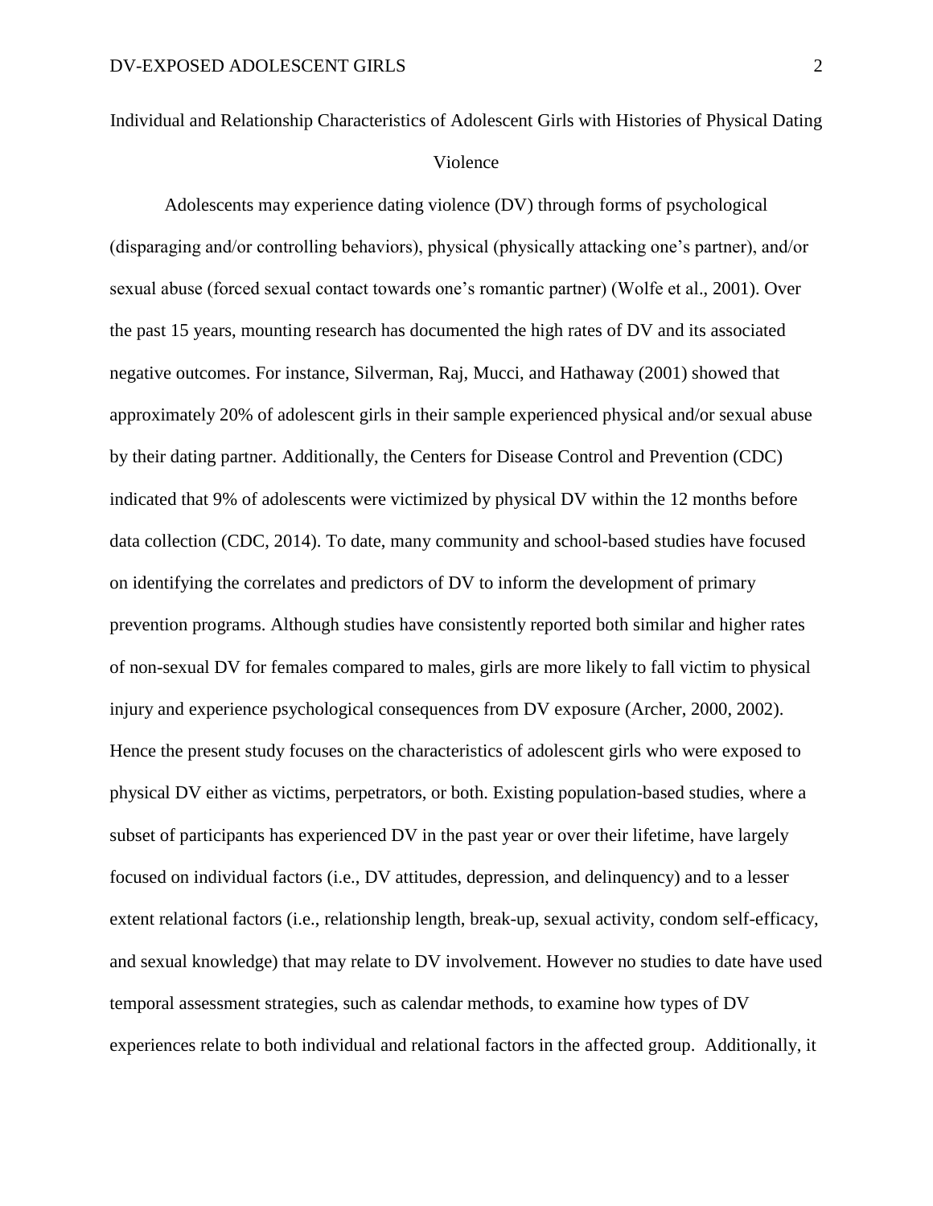# Individual and Relationship Characteristics of Adolescent Girls with Histories of Physical Dating Violence

Adolescents may experience dating violence (DV) through forms of psychological (disparaging and/or controlling behaviors), physical (physically attacking one's partner), and/or sexual abuse (forced sexual contact towards one's romantic partner) (Wolfe et al., 2001). Over the past 15 years, mounting research has documented the high rates of DV and its associated negative outcomes. For instance, Silverman, Raj, Mucci, and Hathaway (2001) showed that approximately 20% of adolescent girls in their sample experienced physical and/or sexual abuse by their dating partner. Additionally, the Centers for Disease Control and Prevention (CDC) indicated that 9% of adolescents were victimized by physical DV within the 12 months before data collection (CDC, 2014). To date, many community and school-based studies have focused on identifying the correlates and predictors of DV to inform the development of primary prevention programs. Although studies have consistently reported both similar and higher rates of non-sexual DV for females compared to males, girls are more likely to fall victim to physical injury and experience psychological consequences from DV exposure (Archer, 2000, 2002). Hence the present study focuses on the characteristics of adolescent girls who were exposed to physical DV either as victims, perpetrators, or both. Existing population-based studies, where a subset of participants has experienced DV in the past year or over their lifetime, have largely focused on individual factors (i.e., DV attitudes, depression, and delinquency) and to a lesser extent relational factors (i.e., relationship length, break-up, sexual activity, condom self-efficacy, and sexual knowledge) that may relate to DV involvement. However no studies to date have used temporal assessment strategies, such as calendar methods, to examine how types of DV experiences relate to both individual and relational factors in the affected group. Additionally, it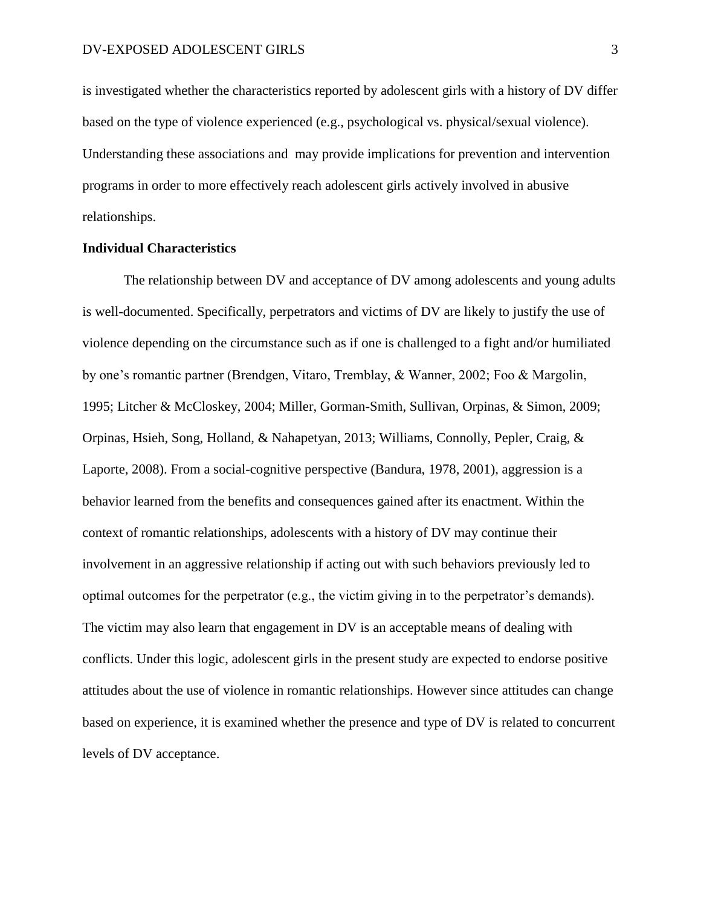is investigated whether the characteristics reported by adolescent girls with a history of DV differ based on the type of violence experienced (e.g., psychological vs. physical/sexual violence). Understanding these associations and  may provide implications for prevention and intervention programs in order to more effectively reach adolescent girls actively involved in abusive relationships.

## Individual Characteristics

The relationship between DV and acceptance of DV among adolescents and young adults is well-documented. Specifically, perpetrators and victims of DV are likely to justify the use of violence depending on the circumstance such as if one is challenged to a fight and/or humiliated by one's romantic partner (Brendgen, Vitaro, Tremblay, & Wanner, 2002; Foo & Margolin, 1995; Litcher & McCloskey, 2004; Miller, Gorman-Smith, Sullivan, Orpinas, & Simon, 2009; Orpinas, Hsieh, Song, Holland, & Nahapetyan, 2013; Williams, Connolly, Pepler, Craig, & Laporte, 2008). From a social-cognitive perspective (Bandura, 1978, 2001), aggression is a behavior learned from the benefits and consequences gained after its enactment. Within the context of romantic relationships, adolescents with a history of DV may continue their involvement in an aggressive relationship if acting out with such behaviors previously led to optimal outcomes for the perpetrator (e.g., the victim giving in to the perpetrator's demands). The victim may also learn that engagement in DV is an acceptable means of dealing with conflicts. Under this logic, adolescent girls in the present study are expected to endorse positive attitudes about the use of violence in romantic relationships. However since attitudes can change based on experience, it is examined whether the presence and type of DV is related to concurrent levels of DV acceptance.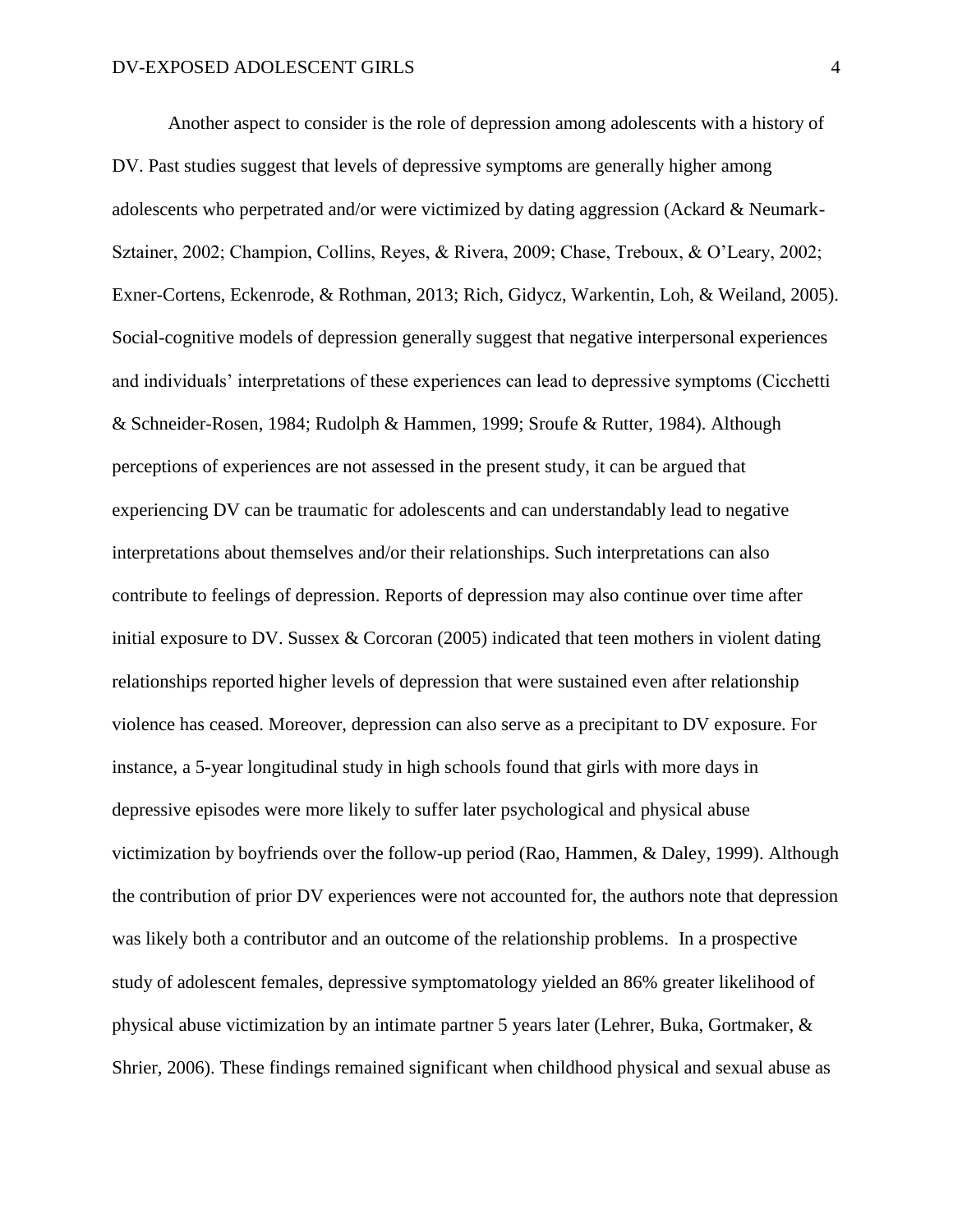Another aspect to consider is the role of depression among adolescents with a history of DV. Past studies suggest that levels of depressive symptoms are generally higher among adolescents who perpetrated and/or were victimized by dating aggression (Ackard & Neumark-Sztainer, 2002; Champion, Collins, Reyes, & Rivera, 2009; Chase, Treboux, & O'Leary, 2002; Exner-Cortens, Eckenrode, & Rothman, 2013; Rich, Gidycz, Warkentin, Loh, & Weiland, 2005). Social-cognitive models of depression generally suggest that negative interpersonal experiences and individuals' interpretations of these experiences can lead to depressive symptoms (Cicchetti & Schneider-Rosen, 1984; Rudolph & Hammen, 1999; Sroufe & Rutter, 1984). Although perceptions of experiences are not assessed in the present study, it can be argued that experiencing DV can be traumatic for adolescents and can understandably lead to negative interpretations about themselves and/or their relationships. Such interpretations can also contribute to feelings of depression. Reports of depression may also continue over time after initial exposure to DV. Sussex & Corcoran (2005) indicated that teen mothers in violent dating relationships reported higher levels of depression that were sustained even after relationship violence has ceased. Moreover, depression can also serve as a precipitant to DV exposure. For instance, a 5-year longitudinal study in high schools found that girls with more days in depressive episodes were more likely to suffer later psychological and physical abuse victimization by boyfriends over the follow-up period (Rao, Hammen, & Daley, 1999). Although the contribution of prior DV experiences were not accounted for, the authors note that depression was likely both a contributor and an outcome of the relationship problems. In a prospective study of adolescent females, depressive symptomatology yielded an 86% greater likelihood of physical abuse victimization by an intimate partner 5 years later (Lehrer, Buka, Gortmaker, & Shrier, 2006). These findings remained significant when childhood physical and sexual abuse as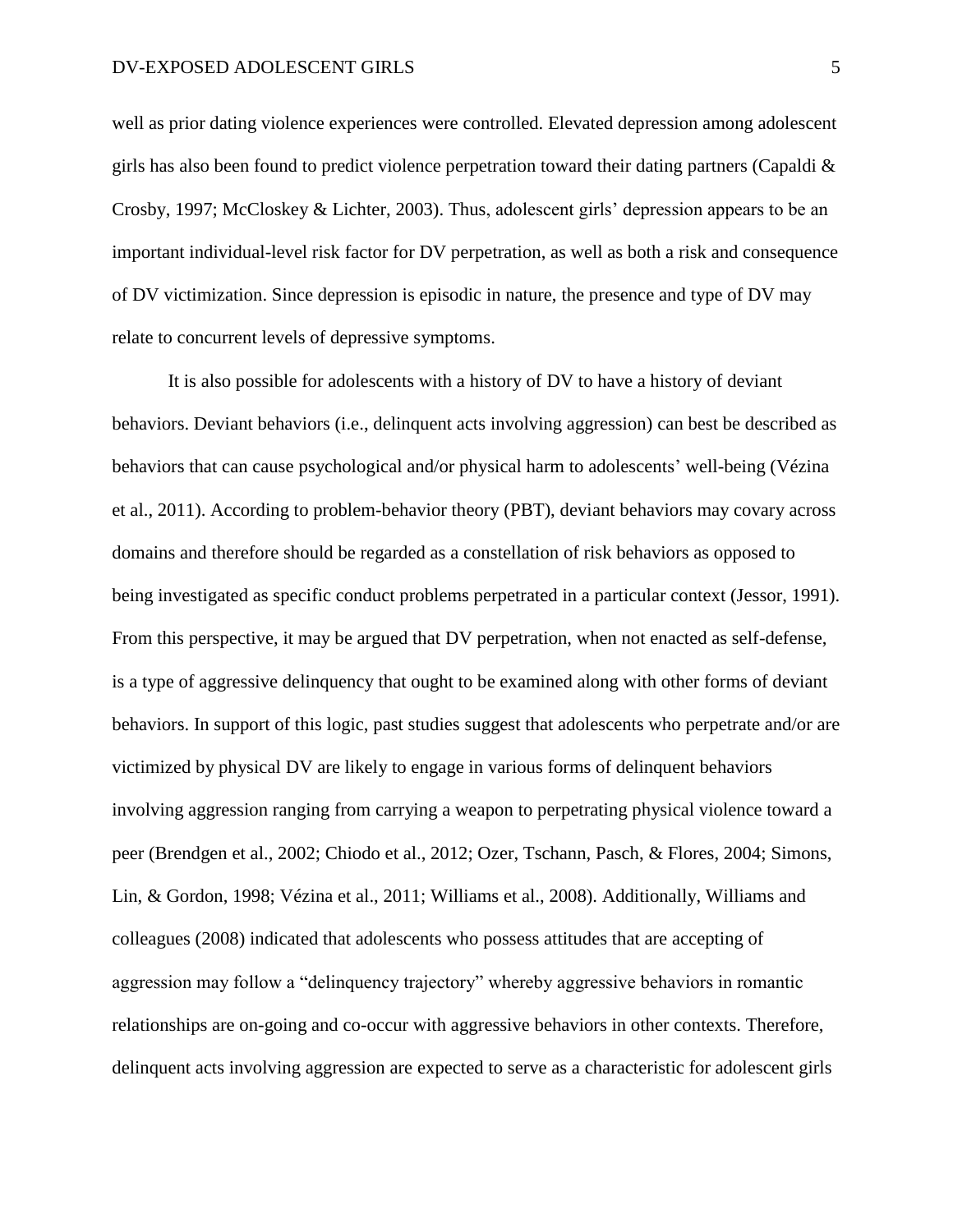well as prior dating violence experiences were controlled. Elevated depression among adolescent girls has also been found to predict violence perpetration toward their dating partners (Capaldi & Crosby, 1997; McCloskey & Lichter, 2003). Thus, adolescent girls' depression appears to be an important individual-level risk factor for DV perpetration, as well as both a risk and consequence of DV victimization. Since depression is episodic in nature, the presence and type of DV may relate to concurrent levels of depressive symptoms.

It is also possible for adolescents with a history of DV to have a history of deviant behaviors. Deviant behaviors (i.e., delinquent acts involving aggression) can best be described as behaviors that can cause psychological and/or physical harm to adolescents' well-being (Vézina et al., 2011). According to problem-behavior theory (PBT), deviant behaviors may covary across domains and therefore should be regarded as a constellation of risk behaviors as opposed to being investigated as specific conduct problems perpetrated in a particular context (Jessor, 1991). From this perspective, it may be argued that DV perpetration, when not enacted as self-defense, is a type of aggressive delinquency that ought to be examined along with other forms of deviant behaviors. In support of this logic, past studies suggest that adolescents who perpetrate and/or are victimized by physical DV are likely to engage in various forms of delinquent behaviors involving aggression ranging from carrying a weapon to perpetrating physical violence toward a peer (Brendgen et al., 2002; Chiodo et al., 2012; Ozer, Tschann, Pasch, & Flores, 2004; Simons, Lin, & Gordon, 1998; Vézina et al., 2011; Williams et al., 2008). Additionally, Williams and colleagues (2008) indicated that adolescents who possess attitudes that are accepting of aggression may follow a "delinquency trajectory" whereby aggressive behaviors in romantic relationships are on-going and co-occur with aggressive behaviors in other contexts. Therefore, delinquent acts involving aggression are expected to serve as a characteristic for adolescent girls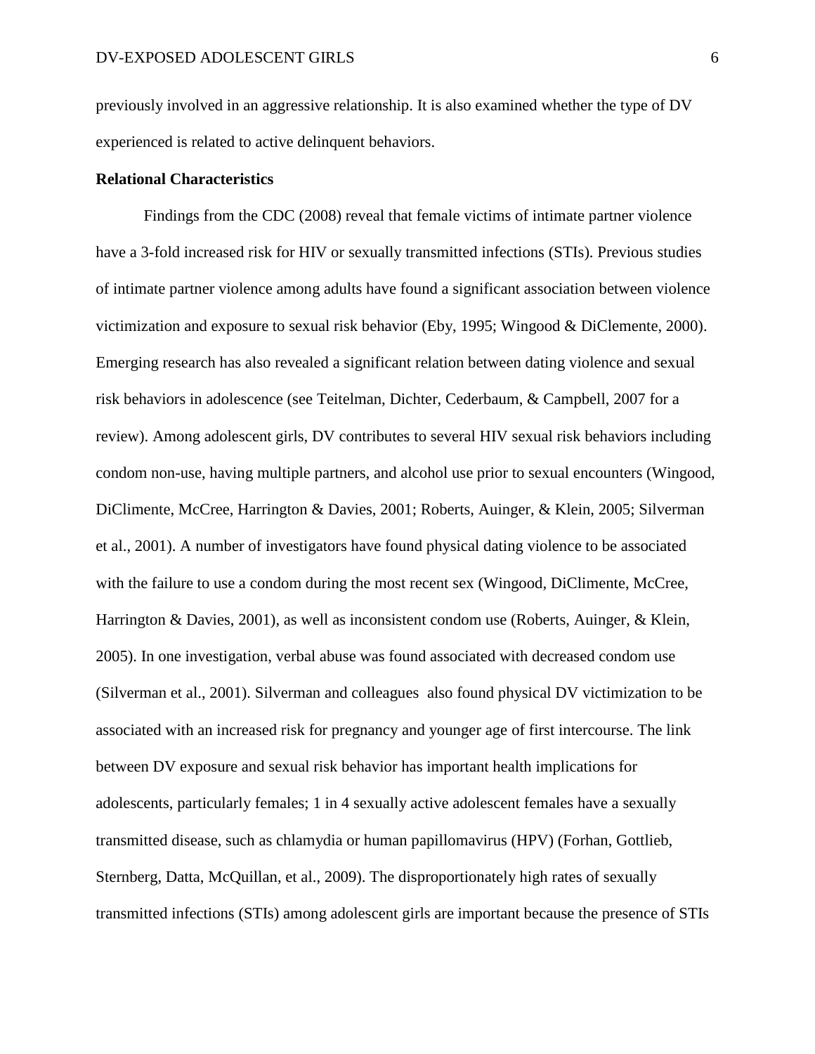previously involved in an aggressive relationship. It is also examined whether the type of DV experienced is related to active delinquent behaviors.

**Relational Characteristics**

Findings from the CDC (2008) reveal that female victims of intimate partner violence have a 3-fold increased risk for HIV or sexually transmitted infections (STIs). Previous studies of intimate partner violence among adults have found a significant association between violence victimization and exposure to sexual risk behavior (Eby, 1995; Wingood & DiClemente, 2000). Emerging research has also revealed a significant relation between dating violence and sexual risk behaviors in adolescence (see Teitelman, Dichter, Cederbaum, & Campbell, 2007 for a review). Among adolescent girls, DV contributes to several HIV sexual risk behaviors including condom non-use, having multiple partners, and alcohol use prior to sexual encounters (Wingood, DiClimente, McCree, Harrington & Davies, 2001; Roberts, Auinger, & Klein, 2005; Silverman et al., 2001). A number of investigators have found physical dating violence to be associated with the failure to use a condom during the most recent sex (Wingood, DiClimente, McCree, Harrington & Davies, 2001), as well as inconsistent condom use (Roberts, Auinger, & Klein, 2005). In one investigation, verbal abuse was found associated with decreased condom use (Silverman et al., 2001). Silverman and colleagues also found physical DV victimization to be associated with an increased risk for pregnancy and younger age of first intercourse. The link between DV exposure and sexual risk behavior has important health implications for adolescents, particularly females; 1 in 4 sexually active adolescent females have a sexually transmitted disease, such as chlamydia or human papillomavirus (HPV) (Forhan, Gottlieb, Sternberg, Datta, McQuillan, et al., 2009). The disproportionately high rates of sexually transmitted infections (STIs) among adolescent girls are important because the presence of STIs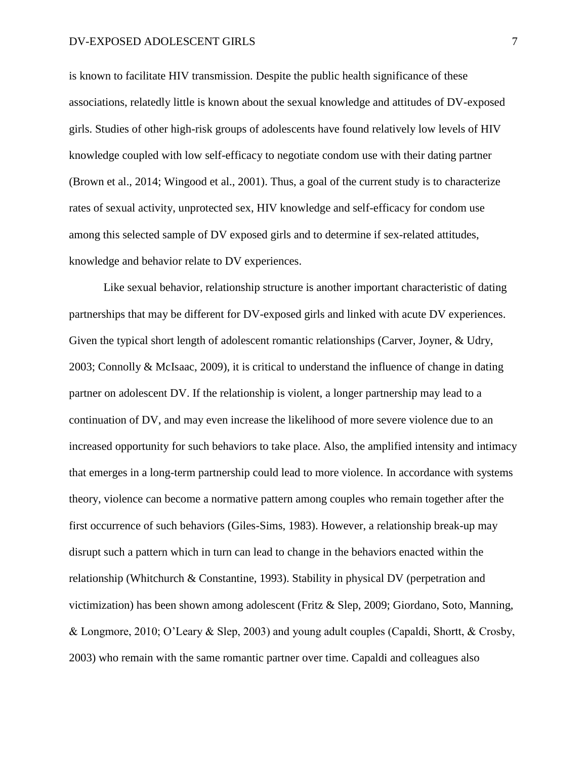is known to facilitate HIV transmission. Despite the public health significance of these associations, relatedly little is known about the sexual knowledge and attitudes of DV-exposed girls. Studies of other high-risk groups of adolescents have found relatively low levels of HIV knowledge coupled with low self-efficacy to negotiate condom use with their dating partner (Brown et al., 2014; Wingood et al., 2001). Thus, a goal of the current study is to characterize rates of sexual activity, unprotected sex, HIV knowledge and self-efficacy for condom use among this selected sample of DV exposed girls and to determine if sex-related attitudes, knowledge and behavior relate to DV experiences.

Like sexual behavior, relationship structure is another important characteristic of dating partnerships that may be different for DV-exposed girls and linked with acute DV experiences. Given the typical short length of adolescent romantic relationships (Carver, Joyner, & Udry, 2003; Connolly & McIsaac, 2009), it is critical to understand the influence of change in dating partner on adolescent DV. If the relationship is violent, a longer partnership may lead to a continuation of DV, and may even increase the likelihood of more severe violence due to an increased opportunity for such behaviors to take place. Also, the amplified intensity and intimacy that emerges in a long-term partnership could lead to more violence. In accordance with systems theory, violence can become a normative pattern among couples who remain together after the first occurrence of such behaviors (Giles-Sims, 1983). However, a relationship break-up may disrupt such a pattern which in turn can lead to change in the behaviors enacted within the relationship (Whitchurch & Constantine, 1993). Stability in physical DV (perpetration and victimization) has been shown among adolescent (Fritz & Slep, 2009; Giordano, Soto, Manning, & Longmore, 2010; O'Leary & Slep, 2003) and young adult couples (Capaldi, Shortt, & Crosby, 2003) who remain with the same romantic partner over time. Capaldi and colleagues also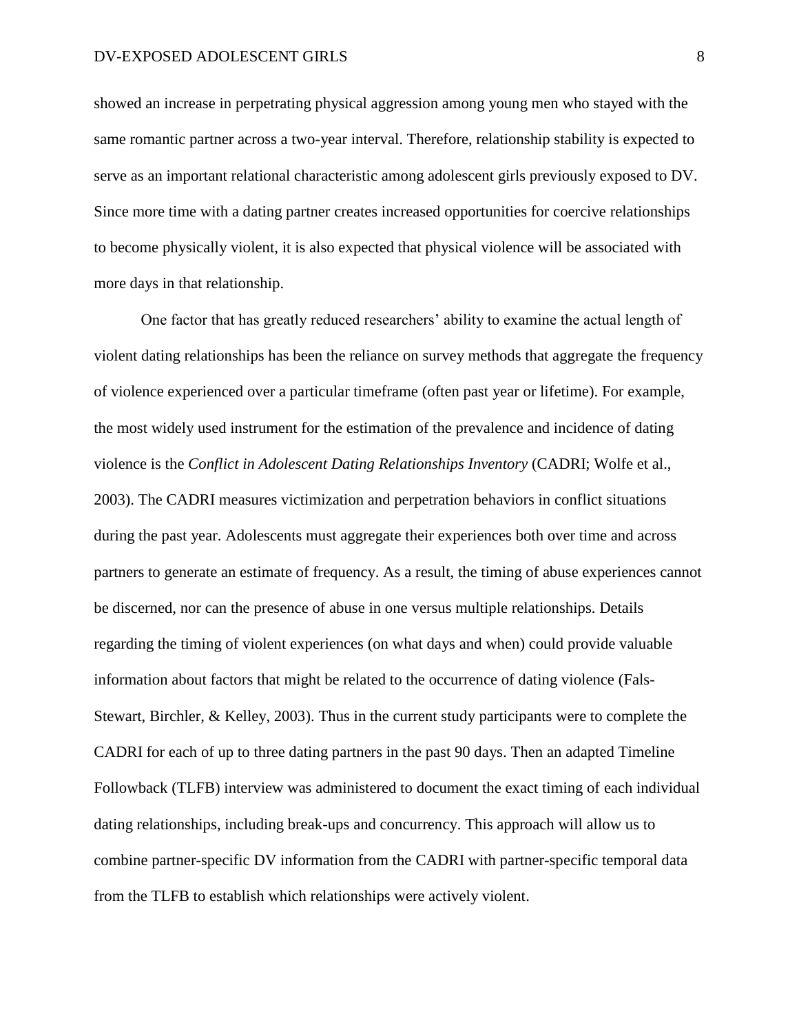showed an increase in perpetrating physical aggression among young men who stayed with the same romantic partner across a two-year interval. Therefore, relationship stability is expected to serve as an important relational characteristic among adolescent girls previously exposed to DV. Since more time with a dating partner creates increased opportunities for coercive relationships to become physically violent, it is also expected that physical violence will be associated with more days in that relationship.

One factor that has greatly reduced researchers' ability to examine the actual length of violent dating relationships has been the reliance on survey methods that aggregate the frequency of violence experienced over a particular timeframe (often past year or lifetime). For example, the most widely used instrument for the estimation of the prevalence and incidence of dating violence is the *Conflict in Adolescent Dating Relationships Inventory* (CADRI; Wolfe et al., 2003). The CADRI measures victimization and perpetration behaviors in conflict situations during the past year. Adolescents must aggregate their experiences both over time and across partners to generate an estimate of frequency. As a result, the timing of abuse experiences cannot be discerned, nor can the presence of abuse in one versus multiple relationships. Details regarding the timing of violent experiences (on what days and when) could provide valuable information about factors that might be related to the occurrence of dating violence (Fals-Stewart, Birchler, & Kelley, 2003). Thus in the current study participants were to complete the CADRI for each of up to three dating partners in the past 90 days. Then an adapted Timeline Followback (TLFB) interview was administered to document the exact timing of each individual dating relationships, including break-ups and concurrency. This approach will allow us to combine partner-specific DV information from the CADRI with partner-specific temporal data from the TLFB to establish which relationships were actively violent.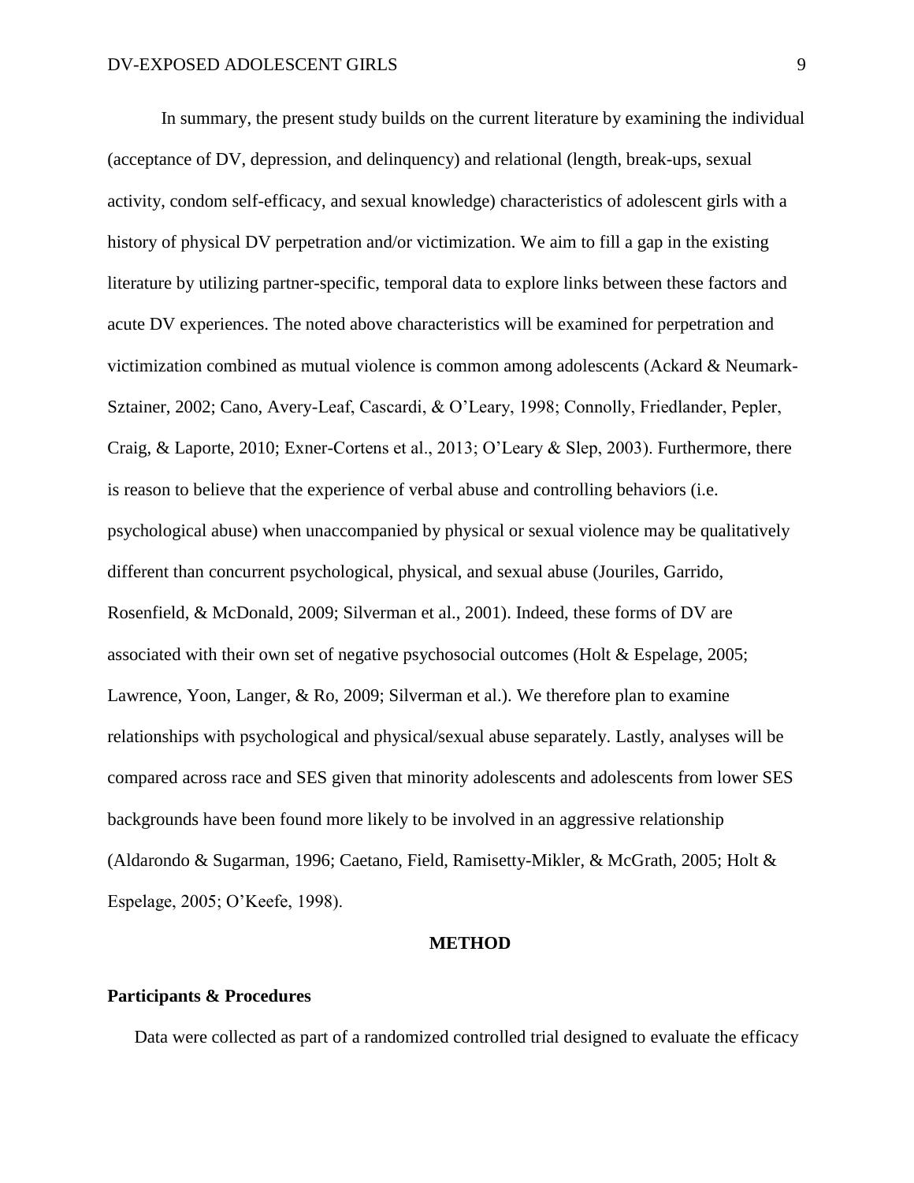In summary, the present study builds on the current literature by examining the individual (acceptance of DV, depression, and delinquency) and relational (length, break-ups, sexual activity, condom self-efficacy, and sexual knowledge) characteristics of adolescent girls with a history of physical DV perpetration and/or victimization. We aim to fill a gap in the existing literature by utilizing partner-specific, temporal data to explore links between these factors and acute DV experiences. The noted above characteristics will be examined for perpetration and victimization combined as mutual violence is common among adolescents (Ackard & Neumark-Sztainer, 2002; Cano, Avery-Leaf, Cascardi, & O'Leary, 1998; Connolly, Friedlander, Pepler, Craig, & Laporte, 2010; Exner-Cortens et al., 2013; O'Leary & Slep, 2003). Furthermore, there is reason to believe that the experience of verbal abuse and controlling behaviors (i.e. psychological abuse) when unaccompanied by physical or sexual violence may be qualitatively different than concurrent psychological, physical, and sexual abuse (Jouriles, Garrido, Rosenfield, & McDonald, 2009; Silverman et al., 2001). Indeed, these forms of DV are associated with their own set of negative psychosocial outcomes (Holt & Espelage, 2005; Lawrence, Yoon, Langer, & Ro, 2009; Silverman et al.). We therefore plan to examine relationships with psychological and physical/sexual abuse separately. Lastly, analyses will be compared across race and SES given that minority adolescents and adolescents from lower SES backgrounds have been found more likely to be involved in an aggressive relationship (Aldarondo & Sugarman, 1996; Caetano, Field, Ramisetty-Mikler, & McGrath, 2005; Holt & Espelage, 2005; O'Keefe, 1998).

## METHOD

### Participants & Procedures

Data were collected as part of a randomized controlled trial designed to evaluate the efficacy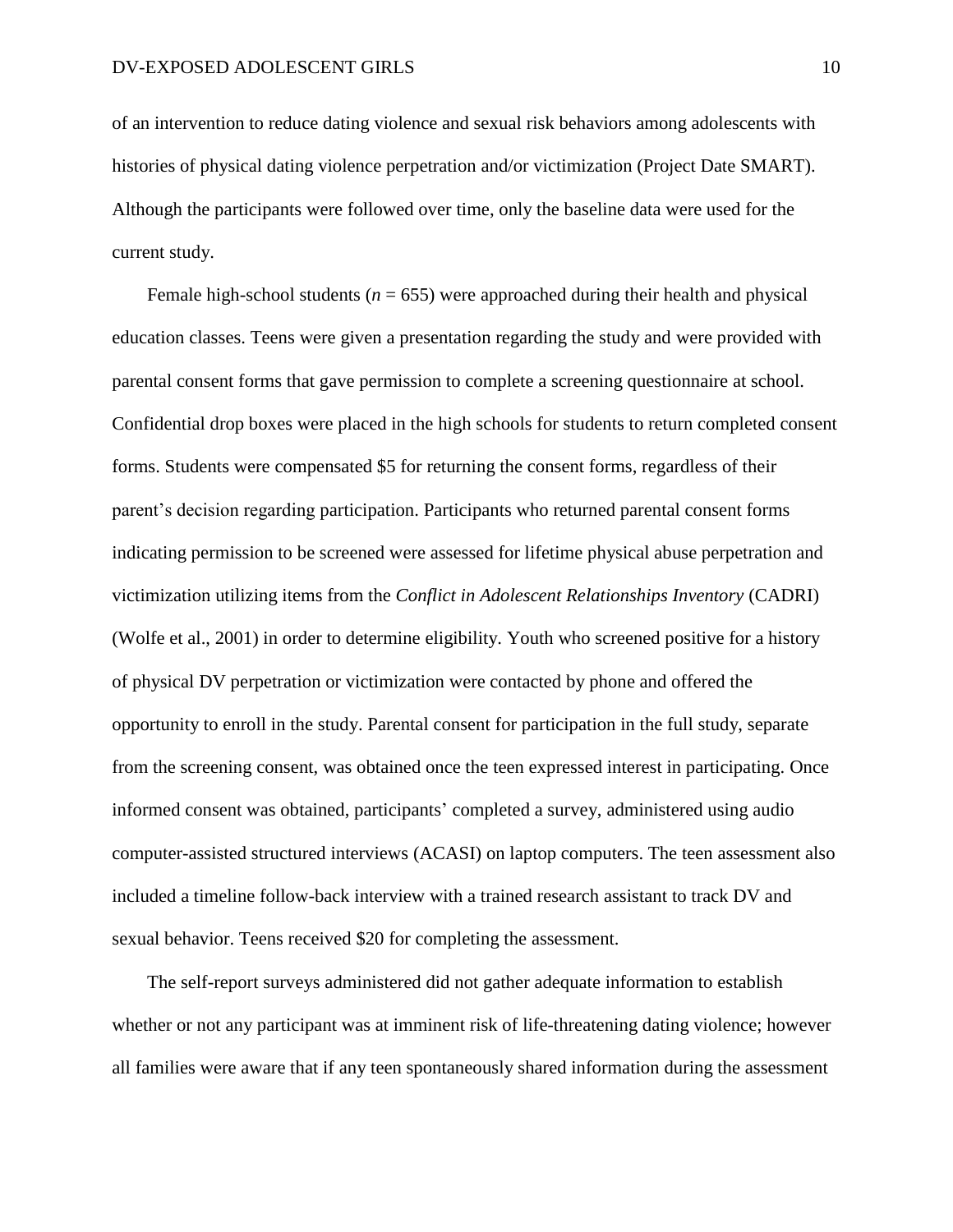of an intervention to reduce dating violence and sexual risk behaviors among adolescents with histories of physical dating violence perpetration and/or victimization (Project Date SMART). Although the participants were followed over time, only the baseline data were used for the current study.

Female high-school students ($n$ = 655) were approached during their health and physical education classes. Teens were given a presentation regarding the study and were provided with parental consent forms that gave permission to complete a screening questionnaire at school. Confidential drop boxes were placed in the high schools for students to return completed consent forms. Students were compensated $5 for returning the consent forms, regardless of their parent's decision regarding participation. Participants who returned parental consent forms indicating permission to be screened were assessed for lifetime physical abuse perpetration and victimization utilizing items from the *Conflict in Adolescent Relationships Inventory* (CADRI) (Wolfe et al., 2001) in order to determine eligibility. Youth who screened positive for a history of physical DV perpetration or victimization were contacted by phone and offered the opportunity to enroll in the study. Parental consent for participation in the full study, separate from the screening consent, was obtained once the teen expressed interest in participating. Once informed consent was obtained, participants' completed a survey, administered using audio computer-assisted structured interviews (ACASI) on laptop computers. The teen assessment also included a timeline follow-back interview with a trained research assistant to track DV and sexual behavior. Teens received $20 for completing the assessment.

The self-report surveys administered did not gather adequate information to establish whether or not any participant was at imminent risk of life-threatening dating violence; however all families were aware that if any teen spontaneously shared information during the assessment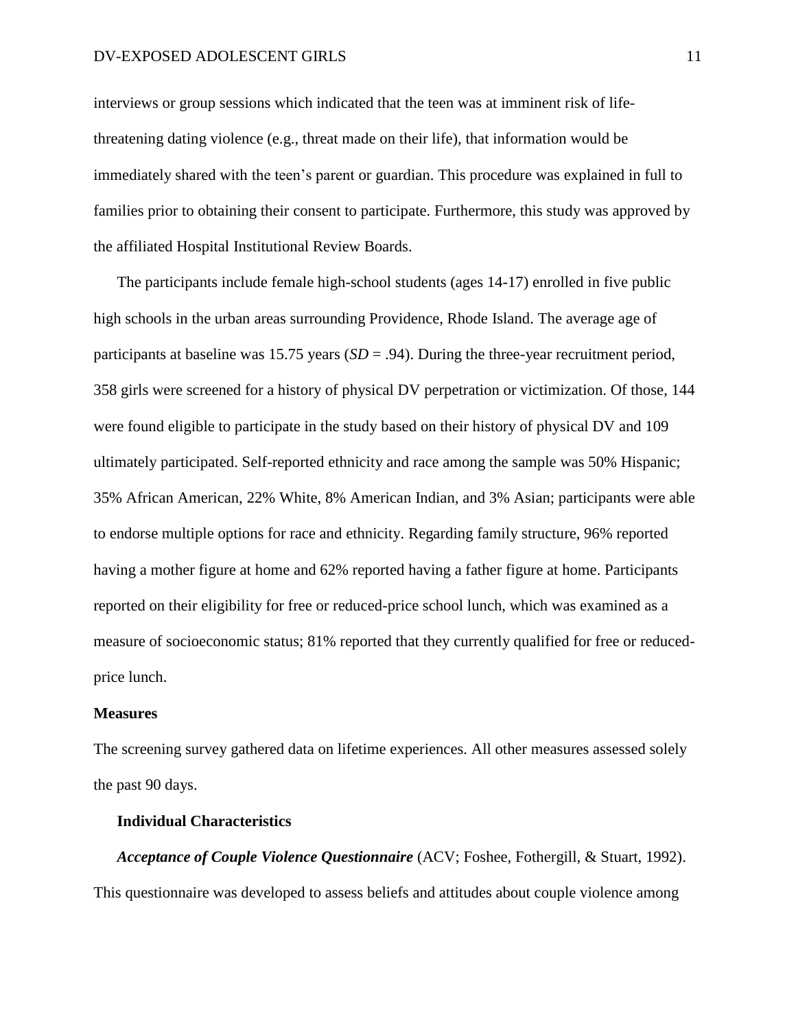interviews or group sessions which indicated that the teen was at imminent risk of life-threatening dating violence (e.g., threat made on their life), that information would be immediately shared with the teen's parent or guardian. This procedure was explained in full to families prior to obtaining their consent to participate. Furthermore, this study was approved by the affiliated Hospital Institutional Review Boards.

The participants include female high-school students (ages 14-17) enrolled in five public high schools in the urban areas surrounding Providence, Rhode Island. The average age of participants at baseline was 15.75 years (*SD* = .94). During the three-year recruitment period, 358 girls were screened for a history of physical DV perpetration or victimization. Of those, 144 were found eligible to participate in the study based on their history of physical DV and 109 ultimately participated. Self-reported ethnicity and race among the sample was 50% Hispanic; 35% African American, 22% White, 8% American Indian, and 3% Asian; participants were able to endorse multiple options for race and ethnicity. Regarding family structure, 96% reported having a mother figure at home and 62% reported having a father figure at home. Participants reported on their eligibility for free or reduced-price school lunch, which was examined as a measure of socioeconomic status; 81% reported that they currently qualified for free or reduced-price lunch.

## Measures

The screening survey gathered data on lifetime experiences. All other measures assessed solely the past 90 days.

### Individual Characteristics

***Acceptance of Couple Violence Questionnaire*** (ACV; Foshee, Fothergill, & Stuart, 1992). This questionnaire was developed to assess beliefs and attitudes about couple violence among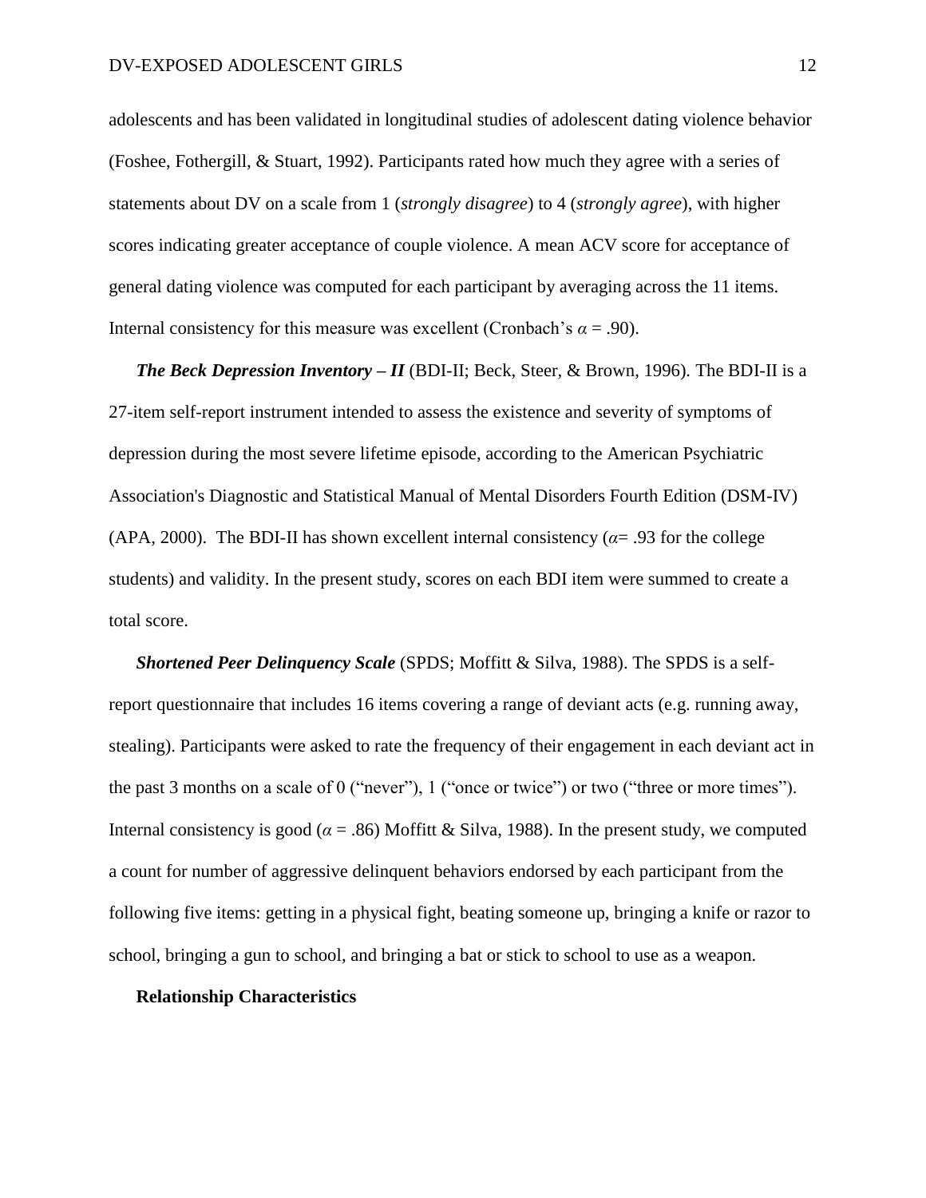adolescents and has been validated in longitudinal studies of adolescent dating violence behavior (Foshee, Fothergill, & Stuart, 1992). Participants rated how much they agree with a series of statements about DV on a scale from 1 (*strongly disagree*) to 4 (*strongly agree*), with higher scores indicating greater acceptance of couple violence. A mean ACV score for acceptance of general dating violence was computed for each participant by averaging across the 11 items. Internal consistency for this measure was excellent (Cronbach's $\alpha$ = .90).

***The Beck Depression Inventory – II*** (BDI-II; Beck, Steer, & Brown, 1996). The BDI-II is a 27-item self-report instrument intended to assess the existence and severity of symptoms of depression during the most severe lifetime episode, according to the American Psychiatric Association's Diagnostic and Statistical Manual of Mental Disorders Fourth Edition (DSM-IV) (APA, 2000). The BDI-II has shown excellent internal consistency ($\alpha$= .93 for the college students) and validity. In the present study, scores on each BDI item were summed to create a total score.

***Shortened Peer Delinquency Scale*** (SPDS; Moffitt & Silva, 1988). The SPDS is a self-report questionnaire that includes 16 items covering a range of deviant acts (e.g. running away, stealing). Participants were asked to rate the frequency of their engagement in each deviant act in the past 3 months on a scale of 0 ("never"), 1 ("once or twice") or two ("three or more times"). Internal consistency is good ($\alpha$ = .86) Moffitt & Silva, 1988). In the present study, we computed a count for number of aggressive delinquent behaviors endorsed by each participant from the following five items: getting in a physical fight, beating someone up, bringing a knife or razor to school, bringing a gun to school, and bringing a bat or stick to school to use as a weapon.

**Relationship Characteristics**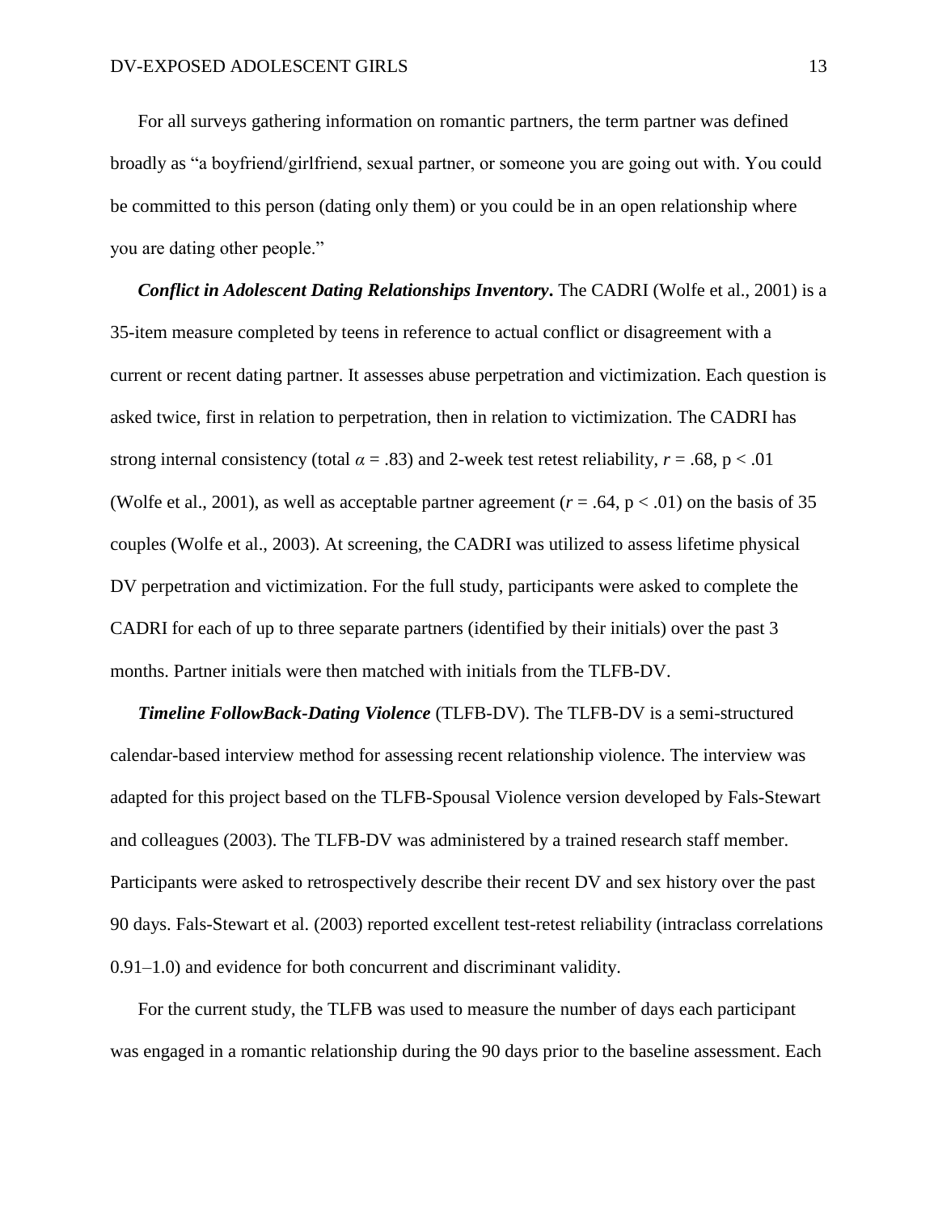For all surveys gathering information on romantic partners, the term partner was defined broadly as "a boyfriend/girlfriend, sexual partner, or someone you are going out with. You could be committed to this person (dating only them) or you could be in an open relationship where you are dating other people."

***Conflict in Adolescent Dating Relationships Inventory*.** The CADRI (Wolfe et al., 2001) is a 35-item measure completed by teens in reference to actual conflict or disagreement with a current or recent dating partner. It assesses abuse perpetration and victimization. Each question is asked twice, first in relation to perpetration, then in relation to victimization. The CADRI has strong internal consistency (total $\alpha = .83$) and 2-week test retest reliability, $r = .68$, $p < .01$ (Wolfe et al., 2001), as well as acceptable partner agreement ($r = .64$, $p < .01$) on the basis of 35 couples (Wolfe et al., 2003). At screening, the CADRI was utilized to assess lifetime physical DV perpetration and victimization. For the full study, participants were asked to complete the CADRI for each of up to three separate partners (identified by their initials) over the past 3 months. Partner initials were then matched with initials from the TLFB-DV.

***Timeline FollowBack-Dating Violence*** (TLFB-DV). The TLFB-DV is a semi-structured calendar-based interview method for assessing recent relationship violence. The interview was adapted for this project based on the TLFB-Spousal Violence version developed by Fals-Stewart and colleagues (2003). The TLFB-DV was administered by a trained research staff member. Participants were asked to retrospectively describe their recent DV and sex history over the past 90 days. Fals-Stewart et al. (2003) reported excellent test-retest reliability (intraclass correlations 0.91–1.0) and evidence for both concurrent and discriminant validity.

For the current study, the TLFB was used to measure the number of days each participant was engaged in a romantic relationship during the 90 days prior to the baseline assessment. Each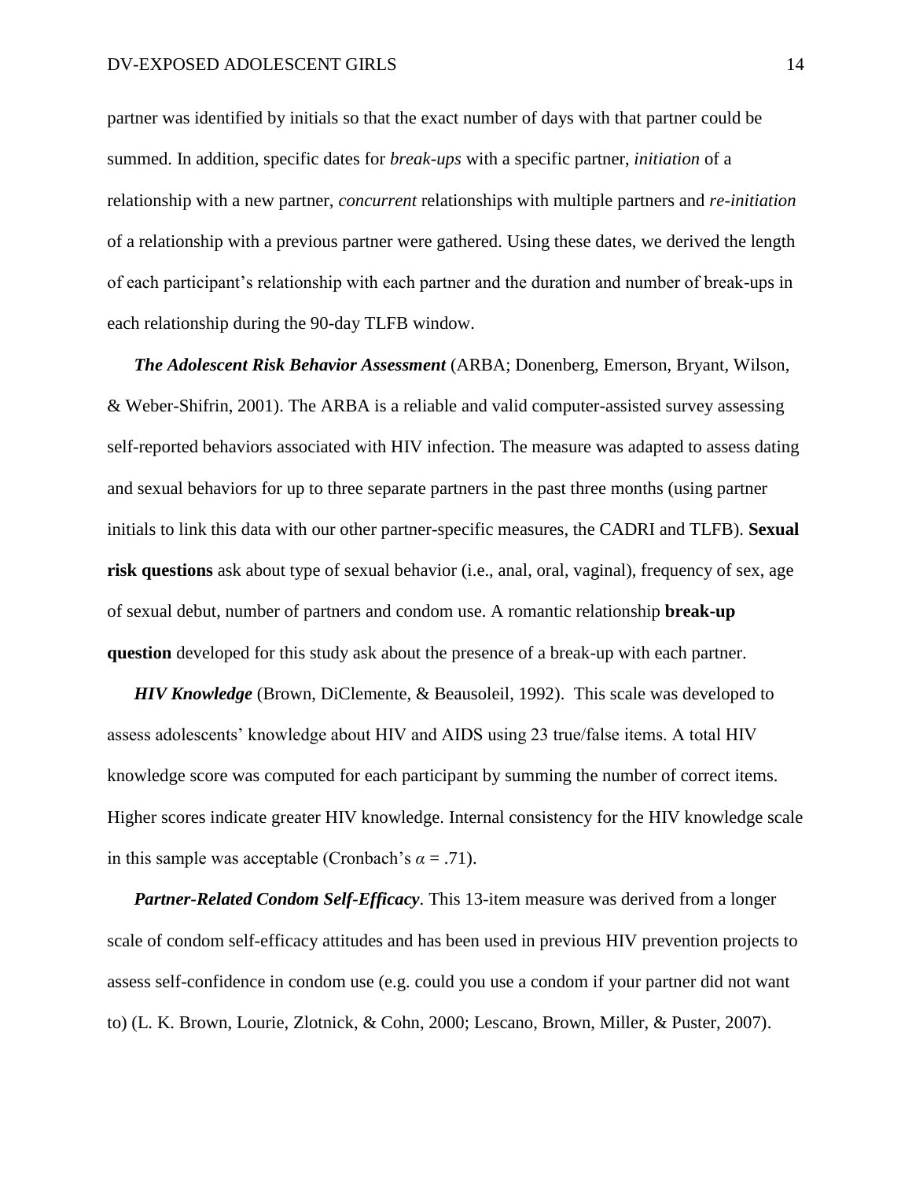partner was identified by initials so that the exact number of days with that partner could be summed. In addition, specific dates for *break-ups* with a specific partner, *initiation* of a relationship with a new partner, *concurrent* relationships with multiple partners and *re-initiation* of a relationship with a previous partner were gathered. Using these dates, we derived the length of each participant's relationship with each partner and the duration and number of break-ups in each relationship during the 90-day TLFB window.

***The Adolescent Risk Behavior Assessment*** (ARBA; Donenberg, Emerson, Bryant, Wilson, & Weber-Shifrin, 2001). The ARBA is a reliable and valid computer-assisted survey assessing self-reported behaviors associated with HIV infection. The measure was adapted to assess dating and sexual behaviors for up to three separate partners in the past three months (using partner initials to link this data with our other partner-specific measures, the CADRI and TLFB). **Sexual risk questions** ask about type of sexual behavior (i.e., anal, oral, vaginal), frequency of sex, age of sexual debut, number of partners and condom use. A romantic relationship **break-up question** developed for this study ask about the presence of a break-up with each partner.

***HIV Knowledge*** (Brown, DiClemente, & Beausoleil, 1992). This scale was developed to assess adolescents' knowledge about HIV and AIDS using 23 true/false items. A total HIV knowledge score was computed for each participant by summing the number of correct items. Higher scores indicate greater HIV knowledge. Internal consistency for the HIV knowledge scale in this sample was acceptable (Cronbach's $\alpha = .71$).

***Partner-Related Condom Self-Efficacy***. This 13-item measure was derived from a longer scale of condom self-efficacy attitudes and has been used in previous HIV prevention projects to assess self-confidence in condom use (e.g. could you use a condom if your partner did not want to) (L. K. Brown, Lourie, Zlotnick, & Cohn, 2000; Lescano, Brown, Miller, & Puster, 2007).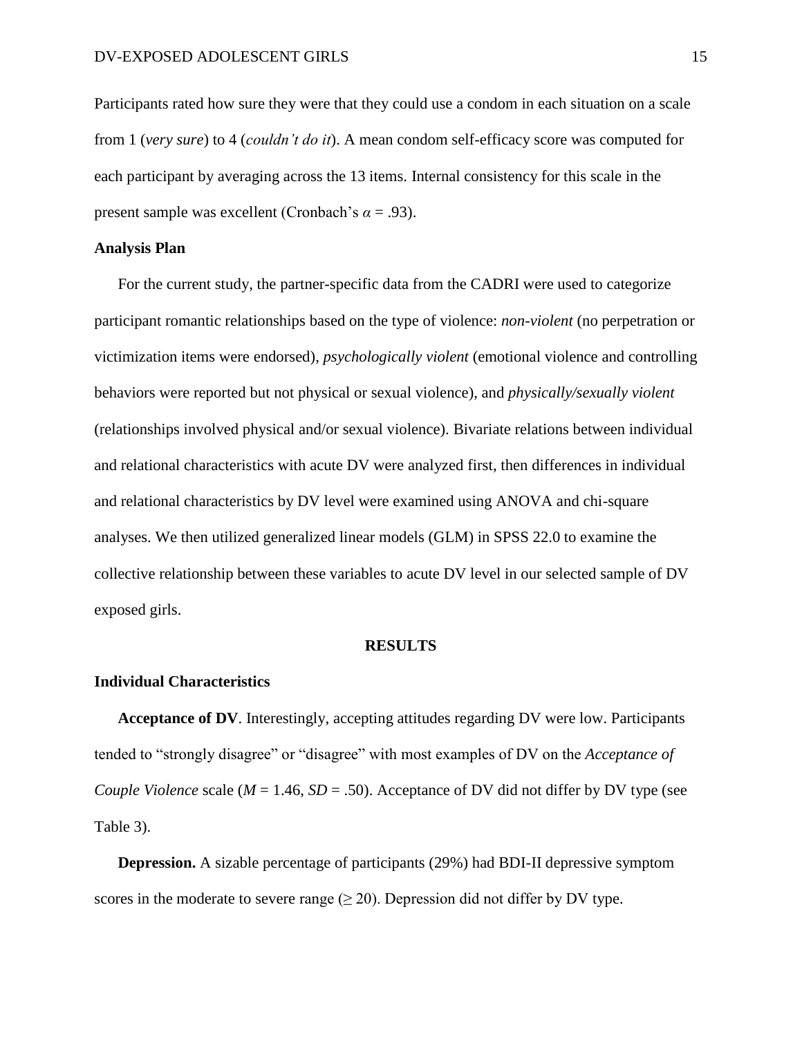Participants rated how sure they were that they could use a condom in each situation on a scale from 1 (*very sure*) to 4 (*couldn't do it*). A mean condom self-efficacy score was computed for each participant by averaging across the 13 items. Internal consistency for this scale in the present sample was excellent (Cronbach's $\alpha = .93$).

**Analysis Plan**

For the current study, the partner-specific data from the CADRI were used to categorize participant romantic relationships based on the type of violence: *non-violent* (no perpetration or victimization items were endorsed), *psychologically violent* (emotional violence and controlling behaviors were reported but not physical or sexual violence), and *physically/sexually violent* (relationships involved physical and/or sexual violence). Bivariate relations between individual and relational characteristics with acute DV were analyzed first, then differences in individual and relational characteristics by DV level were examined using ANOVA and chi-square analyses. We then utilized generalized linear models (GLM) in SPSS 22.0 to examine the collective relationship between these variables to acute DV level in our selected sample of DV exposed girls.

## RESULTS

**Individual Characteristics**

**Acceptance of DV**. Interestingly, accepting attitudes regarding DV were low. Participants tended to "strongly disagree" or "disagree" with most examples of DV on the *Acceptance of Couple Violence* scale ($M = 1.46$, $SD = .50$). Acceptance of DV did not differ by DV type (see Table 3).

**Depression.** A sizable percentage of participants (29%) had BDI-II depressive symptom scores in the moderate to severe range ($\geq 20$). Depression did not differ by DV type.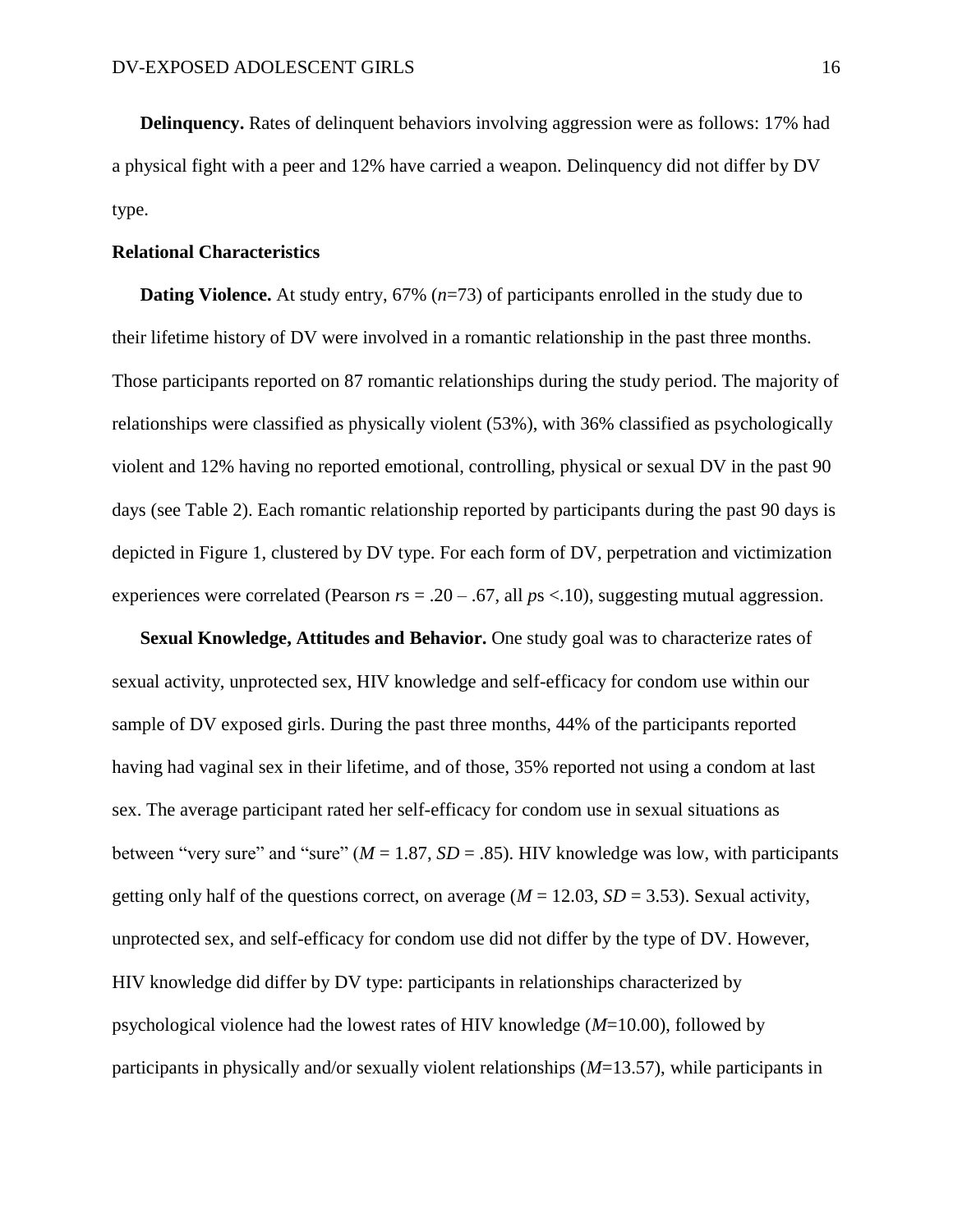**Delinquency.** Rates of delinquent behaviors involving aggression were as follows: 17% had a physical fight with a peer and 12% have carried a weapon. Delinquency did not differ by DV type.

### Relational Characteristics

**Dating Violence.** At study entry, 67% ($n$=73) of participants enrolled in the study due to their lifetime history of DV were involved in a romantic relationship in the past three months. Those participants reported on 87 romantic relationships during the study period. The majority of relationships were classified as physically violent (53%), with 36% classified as psychologically violent and 12% having no reported emotional, controlling, physical or sexual DV in the past 90 days (see Table 2). Each romantic relationship reported by participants during the past 90 days is depicted in Figure 1, clustered by DV type. For each form of DV, perpetration and victimization experiences were correlated (Pearson $r$s = .20 – .67, all $p$s <.10), suggesting mutual aggression.

**Sexual Knowledge, Attitudes and Behavior.** One study goal was to characterize rates of sexual activity, unprotected sex, HIV knowledge and self-efficacy for condom use within our sample of DV exposed girls. During the past three months, 44% of the participants reported having had vaginal sex in their lifetime, and of those, 35% reported not using a condom at last sex. The average participant rated her self-efficacy for condom use in sexual situations as between "very sure" and "sure" ($M$ = 1.87, $SD$ = .85). HIV knowledge was low, with participants getting only half of the questions correct, on average ($M$ = 12.03, $SD$ = 3.53). Sexual activity, unprotected sex, and self-efficacy for condom use did not differ by the type of DV. However, HIV knowledge did differ by DV type: participants in relationships characterized by psychological violence had the lowest rates of HIV knowledge ($M$=10.00), followed by participants in physically and/or sexually violent relationships ($M$=13.57), while participants in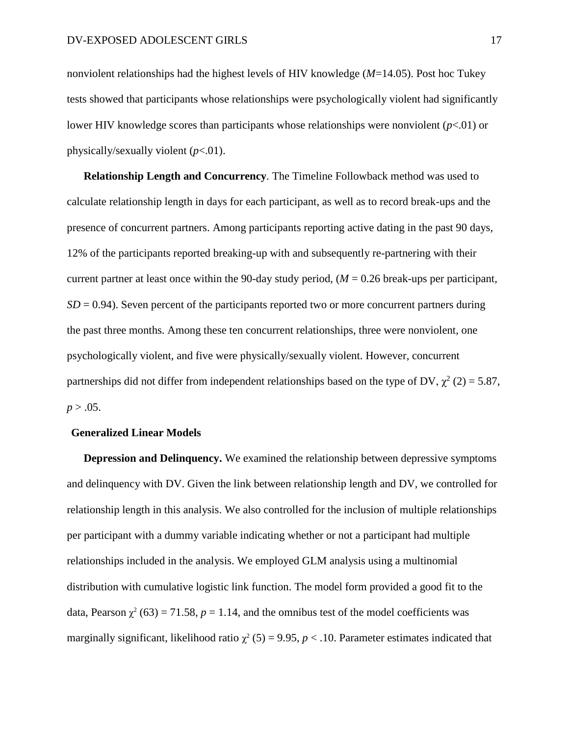nonviolent relationships had the highest levels of HIV knowledge ($M$=14.05). Post hoc Tukey tests showed that participants whose relationships were psychologically violent had significantly lower HIV knowledge scores than participants whose relationships were nonviolent ($p$<.01) or physically/sexually violent ($p$<.01).

**Relationship Length and Concurrency**. The Timeline Followback method was used to calculate relationship length in days for each participant, as well as to record break-ups and the presence of concurrent partners. Among participants reporting active dating in the past 90 days, 12% of the participants reported breaking-up with and subsequently re-partnering with their current partner at least once within the 90-day study period, ($M$ = 0.26 break-ups per participant, $SD$ = 0.94). Seven percent of the participants reported two or more concurrent partners during the past three months. Among these ten concurrent relationships, three were nonviolent, one psychologically violent, and five were physically/sexually violent. However, concurrent partnerships did not differ from independent relationships based on the type of DV, $\chi^2$ (2) = 5.87, $p$ > .05.

## Generalized Linear Models

**Depression and Delinquency.** We examined the relationship between depressive symptoms and delinquency with DV. Given the link between relationship length and DV, we controlled for relationship length in this analysis. We also controlled for the inclusion of multiple relationships per participant with a dummy variable indicating whether or not a participant had multiple relationships included in the analysis. We employed GLM analysis using a multinomial distribution with cumulative logistic link function. The model form provided a good fit to the data, Pearson $\chi^2$ (63) = 71.58, $p$ = 1.14, and the omnibus test of the model coefficients was marginally significant, likelihood ratio $\chi^2$ (5) = 9.95, $p$ < .10. Parameter estimates indicated that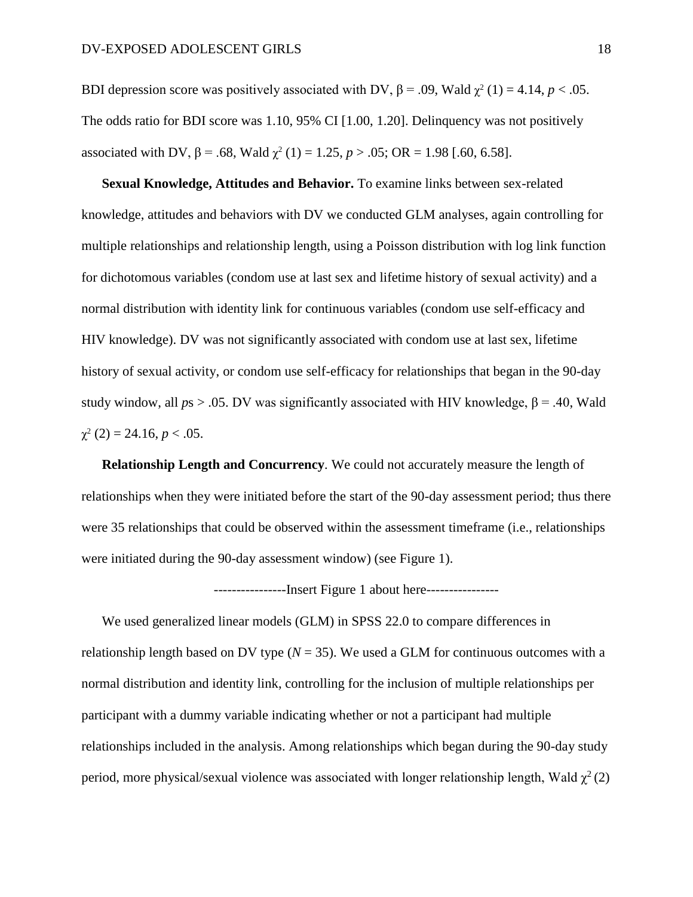BDI depression score was positively associated with DV, $\beta = .09$, Wald $\chi^2$ (1) = 4.14, $p < .05$. The odds ratio for BDI score was 1.10, 95% CI [1.00, 1.20]. Delinquency was not positively associated with DV, $\beta = .68$, Wald $\chi^2$ (1) = 1.25, $p > .05$; OR = 1.98 [.60, 6.58].

**Sexual Knowledge, Attitudes and Behavior.** To examine links between sex-related knowledge, attitudes and behaviors with DV we conducted GLM analyses, again controlling for multiple relationships and relationship length, using a Poisson distribution with log link function for dichotomous variables (condom use at last sex and lifetime history of sexual activity) and a normal distribution with identity link for continuous variables (condom use self-efficacy and HIV knowledge). DV was not significantly associated with condom use at last sex, lifetime history of sexual activity, or condom use self-efficacy for relationships that began in the 90-day study window, all *p*s > .05. DV was significantly associated with HIV knowledge, $\beta = .40$, Wald $\chi^2$ (2) = 24.16, $p < .05$.

**Relationship Length and Concurrency**. We could not accurately measure the length of relationships when they were initiated before the start of the 90-day assessment period; thus there were 35 relationships that could be observed within the assessment timeframe (i.e., relationships were initiated during the 90-day assessment window) (see Figure 1).

----------------Insert Figure 1 about here----------------

We used generalized linear models (GLM) in SPSS 22.0 to compare differences in relationship length based on DV type ($N = 35$). We used a GLM for continuous outcomes with a normal distribution and identity link, controlling for the inclusion of multiple relationships per participant with a dummy variable indicating whether or not a participant had multiple relationships included in the analysis. Among relationships which began during the 90-day study period, more physical/sexual violence was associated with longer relationship length, Wald $\chi^2$ (2)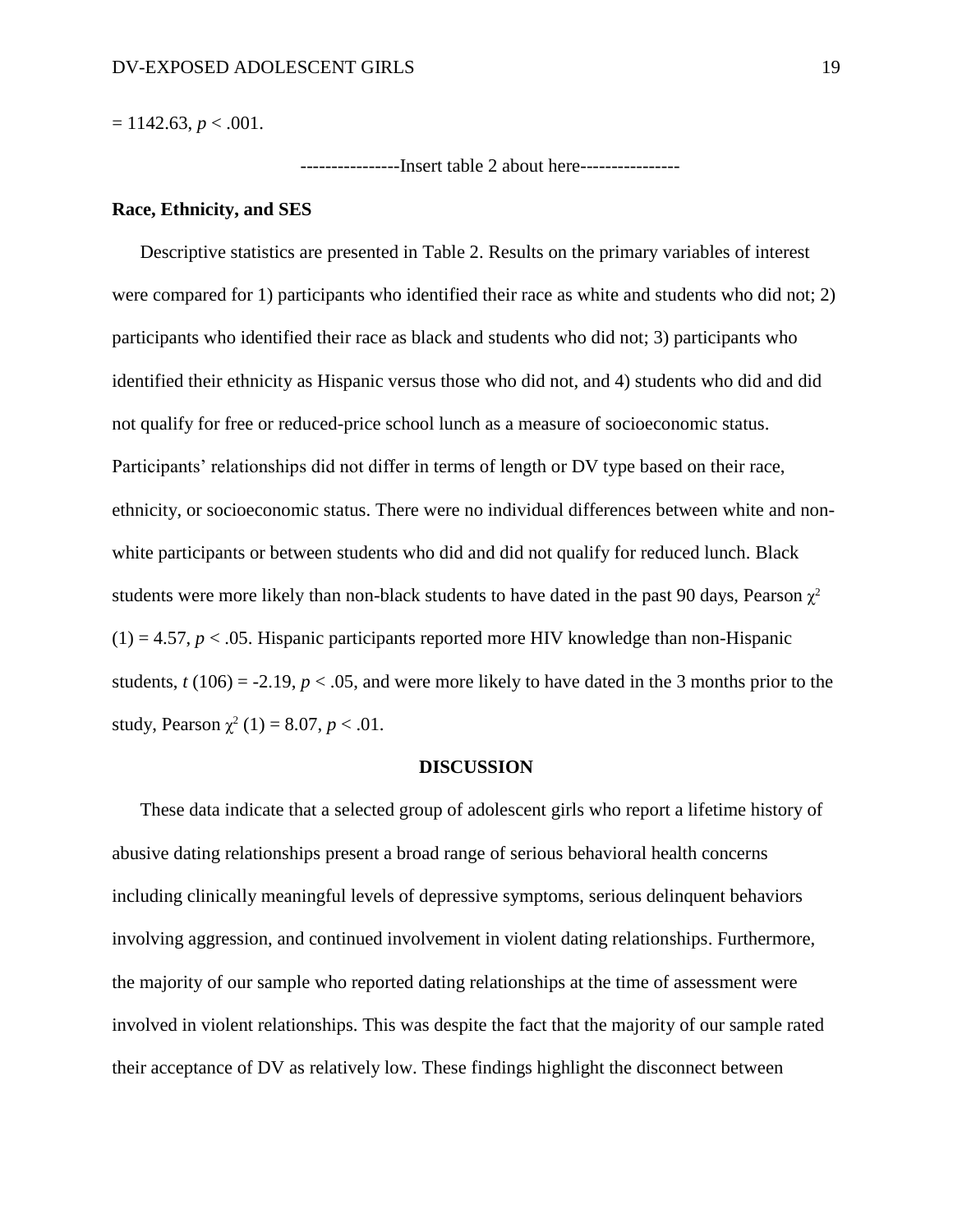$= 1142.63$, $p < .001$.

----------------Insert table 2 about here----------------

**Race, Ethnicity, and SES**

Descriptive statistics are presented in Table 2. Results on the primary variables of interest were compared for 1) participants who identified their race as white and students who did not; 2) participants who identified their race as black and students who did not; 3) participants who identified their ethnicity as Hispanic versus those who did not, and 4) students who did and did not qualify for free or reduced-price school lunch as a measure of socioeconomic status. Participants' relationships did not differ in terms of length or DV type based on their race, ethnicity, or socioeconomic status. There were no individual differences between white and non-white participants or between students who did and did not qualify for reduced lunch. Black students were more likely than non-black students to have dated in the past 90 days, Pearson $\chi^2$ $(1) = 4.57$, $p < .05$. Hispanic participants reported more HIV knowledge than non-Hispanic students, $t\ (106) = -2.19$, $p < .05$, and were more likely to have dated in the 3 months prior to the study, Pearson $\chi^2\ (1) = 8.07$, $p < .01$.

## DISCUSSION

These data indicate that a selected group of adolescent girls who report a lifetime history of abusive dating relationships present a broad range of serious behavioral health concerns including clinically meaningful levels of depressive symptoms, serious delinquent behaviors involving aggression, and continued involvement in violent dating relationships. Furthermore, the majority of our sample who reported dating relationships at the time of assessment were involved in violent relationships. This was despite the fact that the majority of our sample rated their acceptance of DV as relatively low. These findings highlight the disconnect between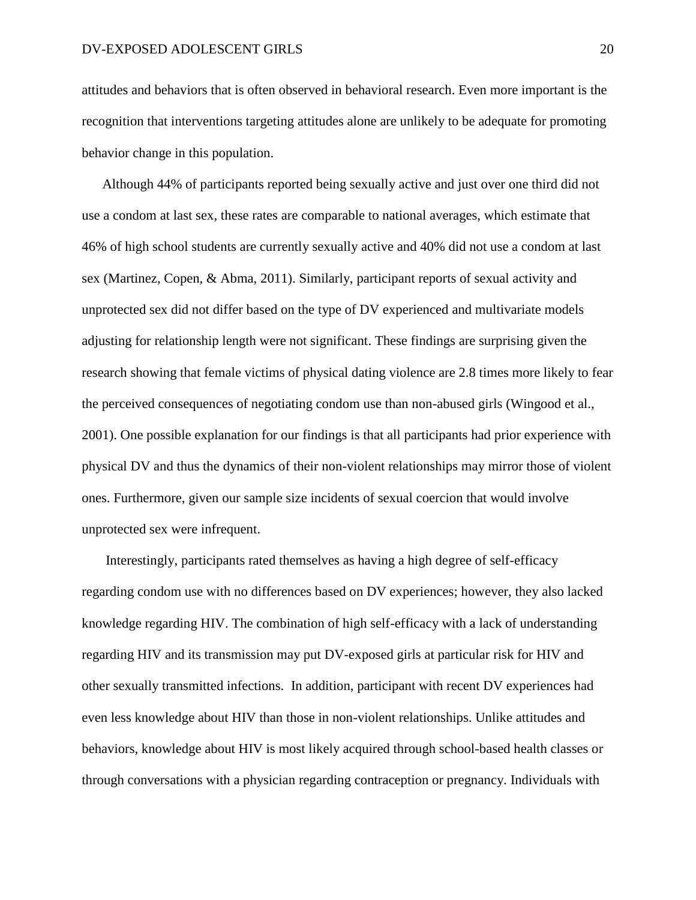attitudes and behaviors that is often observed in behavioral research. Even more important is the recognition that interventions targeting attitudes alone are unlikely to be adequate for promoting behavior change in this population.

Although 44% of participants reported being sexually active and just over one third did not use a condom at last sex, these rates are comparable to national averages, which estimate that 46% of high school students are currently sexually active and 40% did not use a condom at last sex (Martinez, Copen, & Abma, 2011). Similarly, participant reports of sexual activity and unprotected sex did not differ based on the type of DV experienced and multivariate models adjusting for relationship length were not significant. These findings are surprising given the research showing that female victims of physical dating violence are 2.8 times more likely to fear the perceived consequences of negotiating condom use than non-abused girls (Wingood et al., 2001). One possible explanation for our findings is that all participants had prior experience with physical DV and thus the dynamics of their non-violent relationships may mirror those of violent ones. Furthermore, given our sample size incidents of sexual coercion that would involve unprotected sex were infrequent.

Interestingly, participants rated themselves as having a high degree of self-efficacy regarding condom use with no differences based on DV experiences; however, they also lacked knowledge regarding HIV. The combination of high self-efficacy with a lack of understanding regarding HIV and its transmission may put DV-exposed girls at particular risk for HIV and other sexually transmitted infections. In addition, participant with recent DV experiences had even less knowledge about HIV than those in non-violent relationships. Unlike attitudes and behaviors, knowledge about HIV is most likely acquired through school-based health classes or through conversations with a physician regarding contraception or pregnancy. Individuals with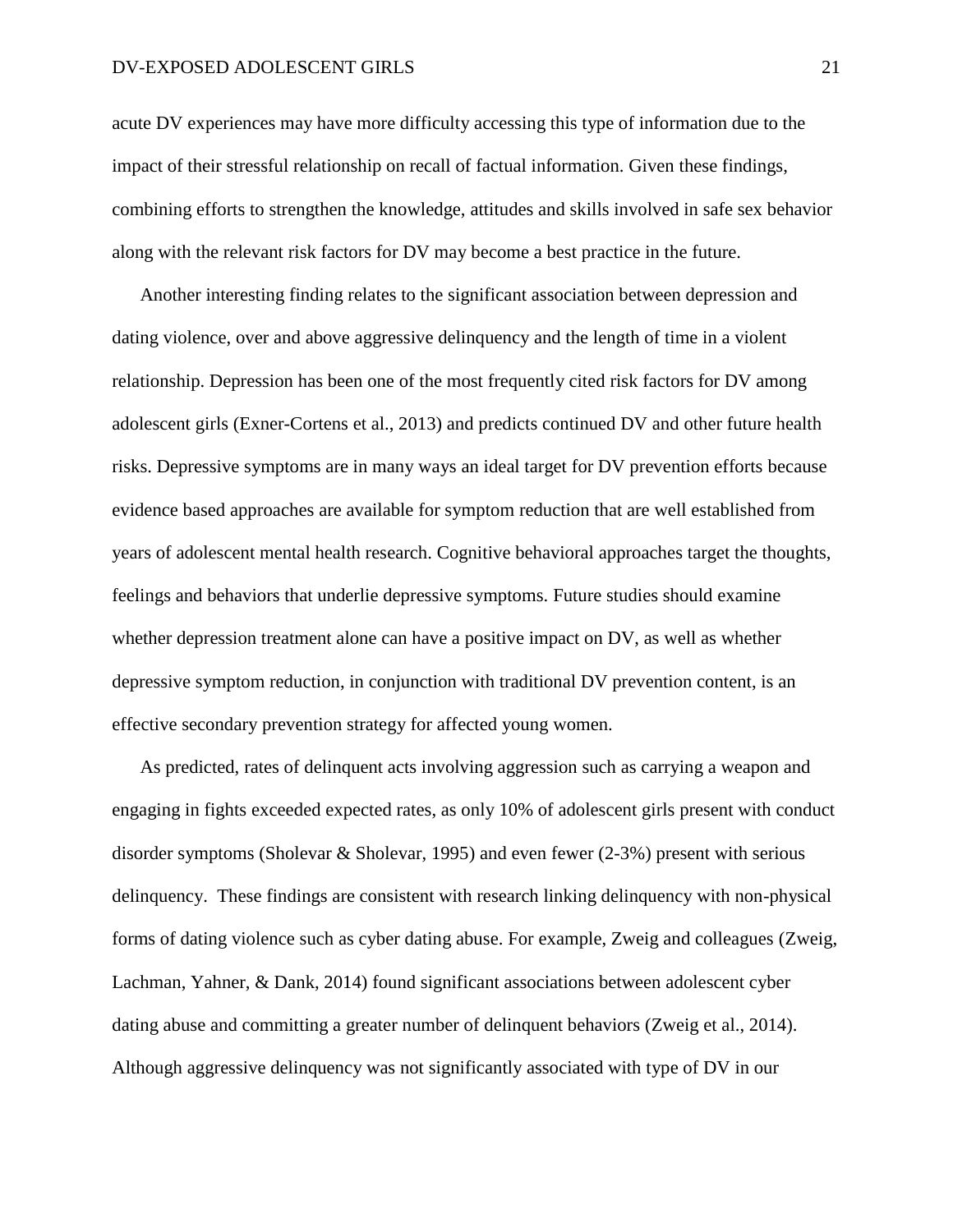acute DV experiences may have more difficulty accessing this type of information due to the impact of their stressful relationship on recall of factual information. Given these findings, combining efforts to strengthen the knowledge, attitudes and skills involved in safe sex behavior along with the relevant risk factors for DV may become a best practice in the future.

Another interesting finding relates to the significant association between depression and dating violence, over and above aggressive delinquency and the length of time in a violent relationship. Depression has been one of the most frequently cited risk factors for DV among adolescent girls (Exner-Cortens et al., 2013) and predicts continued DV and other future health risks. Depressive symptoms are in many ways an ideal target for DV prevention efforts because evidence based approaches are available for symptom reduction that are well established from years of adolescent mental health research. Cognitive behavioral approaches target the thoughts, feelings and behaviors that underlie depressive symptoms. Future studies should examine whether depression treatment alone can have a positive impact on DV, as well as whether depressive symptom reduction, in conjunction with traditional DV prevention content, is an effective secondary prevention strategy for affected young women.

As predicted, rates of delinquent acts involving aggression such as carrying a weapon and engaging in fights exceeded expected rates, as only 10% of adolescent girls present with conduct disorder symptoms (Sholevar & Sholevar, 1995) and even fewer (2-3%) present with serious delinquency. These findings are consistent with research linking delinquency with non-physical forms of dating violence such as cyber dating abuse. For example, Zweig and colleagues (Zweig, Lachman, Yahner, & Dank, 2014) found significant associations between adolescent cyber dating abuse and committing a greater number of delinquent behaviors (Zweig et al., 2014). Although aggressive delinquency was not significantly associated with type of DV in our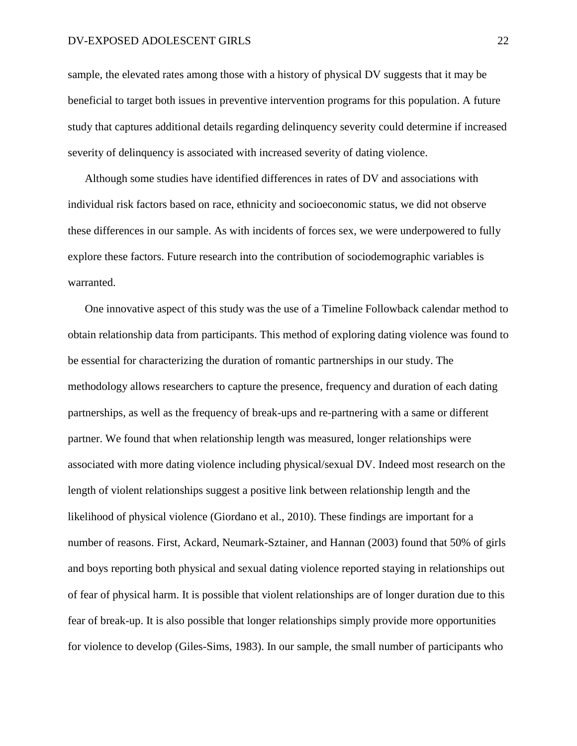sample, the elevated rates among those with a history of physical DV suggests that it may be beneficial to target both issues in preventive intervention programs for this population. A future study that captures additional details regarding delinquency severity could determine if increased severity of delinquency is associated with increased severity of dating violence.

Although some studies have identified differences in rates of DV and associations with individual risk factors based on race, ethnicity and socioeconomic status, we did not observe these differences in our sample. As with incidents of forces sex, we were underpowered to fully explore these factors. Future research into the contribution of sociodemographic variables is warranted.

One innovative aspect of this study was the use of a Timeline Followback calendar method to obtain relationship data from participants. This method of exploring dating violence was found to be essential for characterizing the duration of romantic partnerships in our study. The methodology allows researchers to capture the presence, frequency and duration of each dating partnerships, as well as the frequency of break-ups and re-partnering with a same or different partner. We found that when relationship length was measured, longer relationships were associated with more dating violence including physical/sexual DV. Indeed most research on the length of violent relationships suggest a positive link between relationship length and the likelihood of physical violence (Giordano et al., 2010). These findings are important for a number of reasons. First, Ackard, Neumark-Sztainer, and Hannan (2003) found that 50% of girls and boys reporting both physical and sexual dating violence reported staying in relationships out of fear of physical harm. It is possible that violent relationships are of longer duration due to this fear of break-up. It is also possible that longer relationships simply provide more opportunities for violence to develop (Giles-Sims, 1983). In our sample, the small number of participants who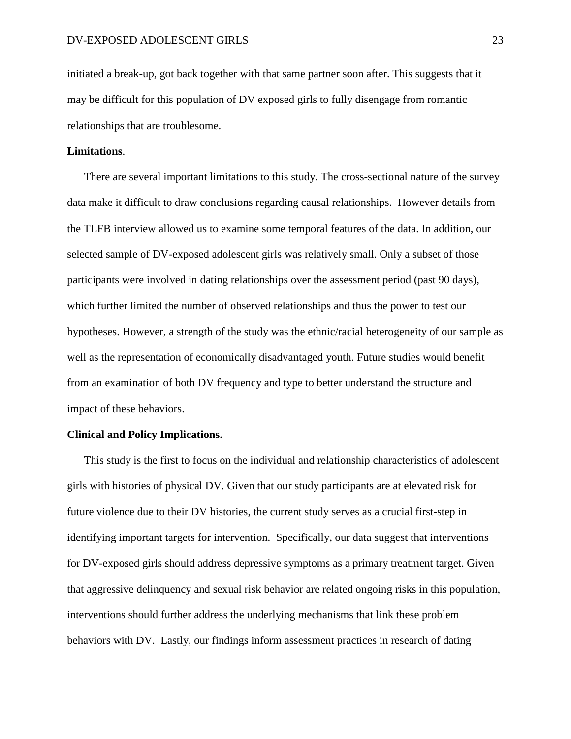initiated a break-up, got back together with that same partner soon after. This suggests that it may be difficult for this population of DV exposed girls to fully disengage from romantic relationships that are troublesome.

**Limitations**.

There are several important limitations to this study. The cross-sectional nature of the survey data make it difficult to draw conclusions regarding causal relationships. However details from the TLFB interview allowed us to examine some temporal features of the data. In addition, our selected sample of DV-exposed adolescent girls was relatively small. Only a subset of those participants were involved in dating relationships over the assessment period (past 90 days), which further limited the number of observed relationships and thus the power to test our hypotheses. However, a strength of the study was the ethnic/racial heterogeneity of our sample as well as the representation of economically disadvantaged youth. Future studies would benefit from an examination of both DV frequency and type to better understand the structure and impact of these behaviors.

**Clinical and Policy Implications.**

This study is the first to focus on the individual and relationship characteristics of adolescent girls with histories of physical DV. Given that our study participants are at elevated risk for future violence due to their DV histories, the current study serves as a crucial first-step in identifying important targets for intervention. Specifically, our data suggest that interventions for DV-exposed girls should address depressive symptoms as a primary treatment target. Given that aggressive delinquency and sexual risk behavior are related ongoing risks in this population, interventions should further address the underlying mechanisms that link these problem behaviors with DV. Lastly, our findings inform assessment practices in research of dating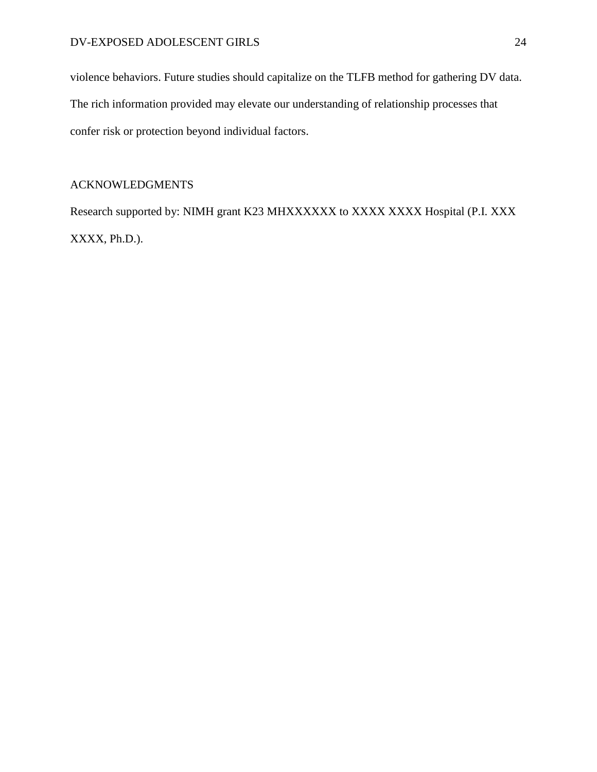violence behaviors. Future studies should capitalize on the TLFB method for gathering DV data. The rich information provided may elevate our understanding of relationship processes that confer risk or protection beyond individual factors.

## ACKNOWLEDGMENTS

Research supported by: NIMH grant K23 MHXXXXXX to XXXX XXXX Hospital (P.I. XXX XXXX, Ph.D.).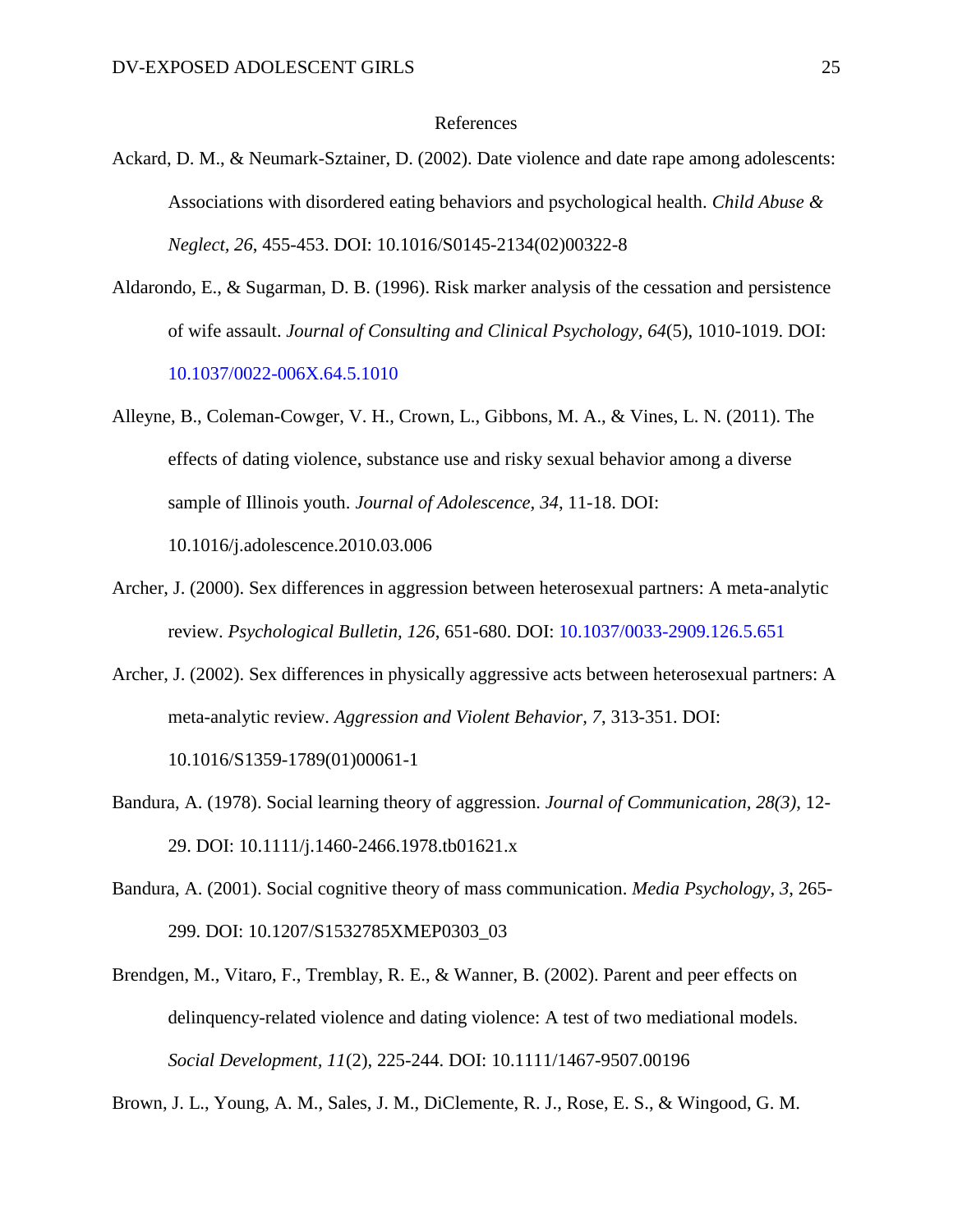# References

Ackard, D. M., & Neumark-Sztainer, D. (2002). Date violence and date rape among adolescents: Associations with disordered eating behaviors and psychological health. *Child Abuse & Neglect, 26*, 455-453. DOI: 10.1016/S0145-2134(02)00322-8

Aldarondo, E., & Sugarman, D. B. (1996). Risk marker analysis of the cessation and persistence of wife assault. *Journal of Consulting and Clinical Psychology, 64*(5), 1010-1019. DOI: 10.1037/0022-006X.64.5.1010

Alleyne, B., Coleman-Cowger, V. H., Crown, L., Gibbons, M. A., & Vines, L. N. (2011). The effects of dating violence, substance use and risky sexual behavior among a diverse sample of Illinois youth. *Journal of Adolescence, 34*, 11-18. DOI: 10.1016/j.adolescence.2010.03.006

Archer, J. (2000). Sex differences in aggression between heterosexual partners: A meta-analytic review. *Psychological Bulletin, 126*, 651-680. DOI: 10.1037/0033-2909.126.5.651

Archer, J. (2002). Sex differences in physically aggressive acts between heterosexual partners: A meta-analytic review. *Aggression and Violent Behavior, 7*, 313-351. DOI: 10.1016/S1359-1789(01)00061-1

Bandura, A. (1978). Social learning theory of aggression. *Journal of Communication, 28(3)*, 12-29. DOI: 10.1111/j.1460-2466.1978.tb01621.x

Bandura, A. (2001). Social cognitive theory of mass communication. *Media Psychology, 3*, 265-299. DOI: 10.1207/S1532785XMEP0303_03

Brendgen, M., Vitaro, F., Tremblay, R. E., & Wanner, B. (2002). Parent and peer effects on delinquency-related violence and dating violence: A test of two mediational models. *Social Development, 11*(2), 225-244. DOI: 10.1111/1467-9507.00196

Brown, J. L., Young, A. M., Sales, J. M., DiClemente, R. J., Rose, E. S., & Wingood, G. M.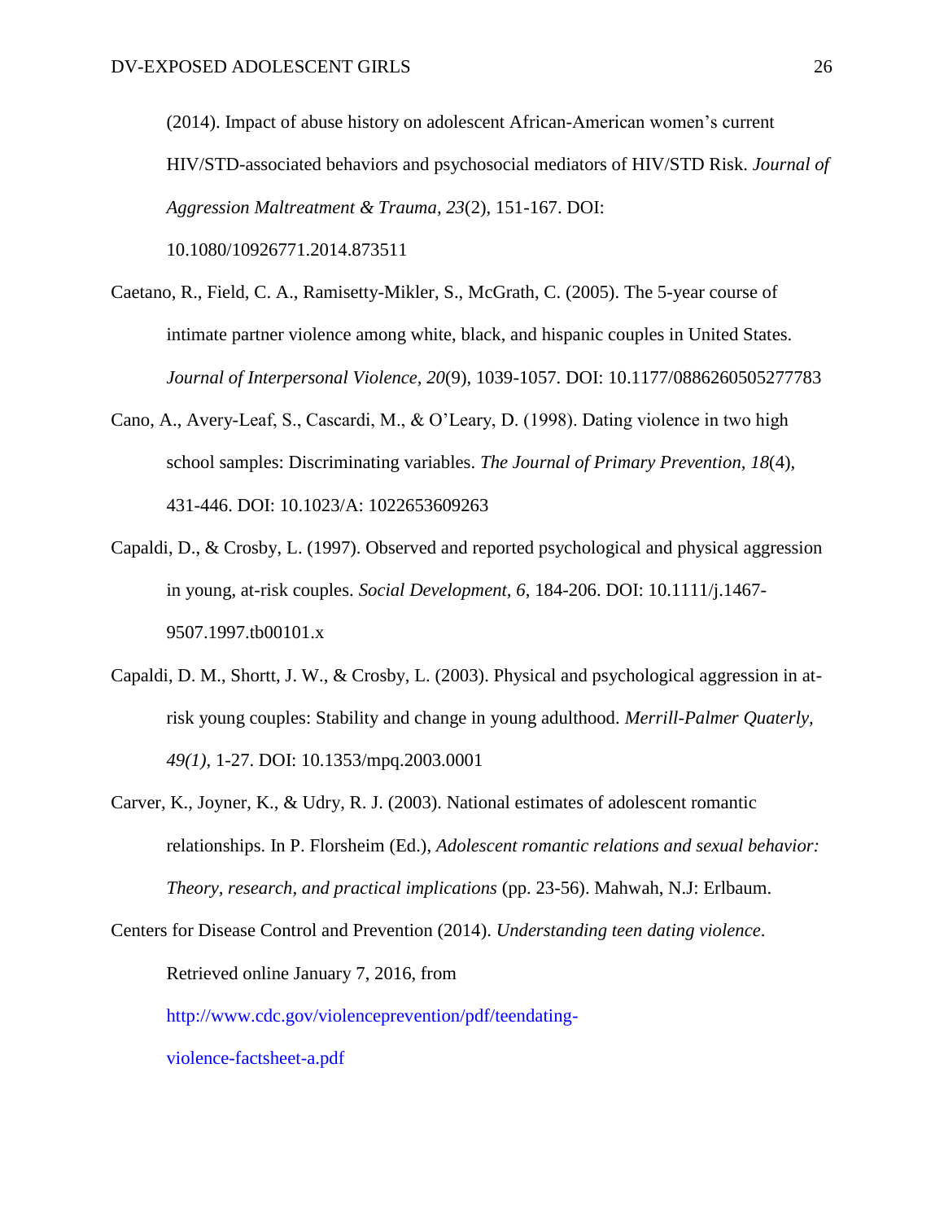(2014). Impact of abuse history on adolescent African-American women's current HIV/STD-associated behaviors and psychosocial mediators of HIV/STD Risk. *Journal of Aggression Maltreatment & Trauma, 23*(2), 151-167. DOI: 10.1080/10926771.2014.873511

Caetano, R., Field, C. A., Ramisetty-Mikler, S., McGrath, C. (2005). The 5-year course of intimate partner violence among white, black, and hispanic couples in United States. *Journal of Interpersonal Violence, 20*(9), 1039-1057. DOI: 10.1177/0886260505277783

Cano, A., Avery-Leaf, S., Cascardi, M., & O'Leary, D. (1998). Dating violence in two high school samples: Discriminating variables. *The Journal of Primary Prevention, 18*(4), 431-446. DOI: 10.1023/A: 1022653609263

Capaldi, D., & Crosby, L. (1997). Observed and reported psychological and physical aggression in young, at-risk couples. *Social Development, 6*, 184-206. DOI: 10.1111/j.1467-9507.1997.tb00101.x

Capaldi, D. M., Shortt, J. W., & Crosby, L. (2003). Physical and psychological aggression in at-risk young couples: Stability and change in young adulthood. *Merrill-Palmer Quaterly, 49(1)*, 1-27. DOI: 10.1353/mpq.2003.0001

Carver, K., Joyner, K., & Udry, R. J. (2003). National estimates of adolescent romantic relationships. In P. Florsheim (Ed.), *Adolescent romantic relations and sexual behavior: Theory, research, and practical implications* (pp. 23-56). Mahwah, N.J: Erlbaum.

Centers for Disease Control and Prevention (2014). *Understanding teen dating violence*. Retrieved online January 7, 2016, from http://www.cdc.gov/violenceprevention/pdf/teendating-violence-factsheet-a.pdf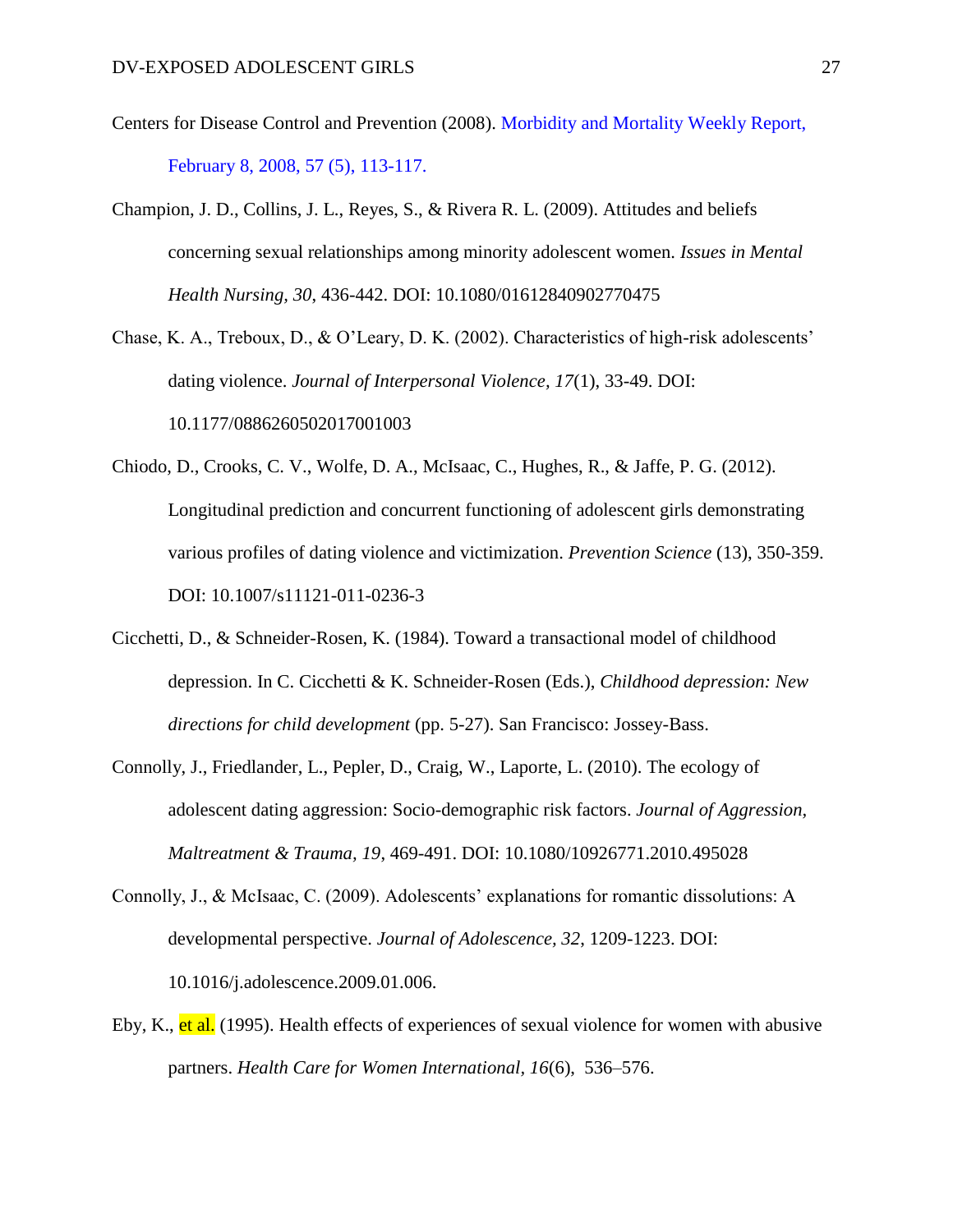Centers for Disease Control and Prevention (2008). Morbidity and Mortality Weekly Report, February 8, 2008, 57 (5), 113-117.

Champion, J. D., Collins, J. L., Reyes, S., & Rivera R. L. (2009). Attitudes and beliefs concerning sexual relationships among minority adolescent women. *Issues in Mental Health Nursing, 30*, 436-442. DOI: 10.1080/01612840902770475

Chase, K. A., Treboux, D., & O'Leary, D. K. (2002). Characteristics of high-risk adolescents' dating violence. *Journal of Interpersonal Violence, 17*(1), 33-49. DOI: 10.1177/0886260502017001003

Chiodo, D., Crooks, C. V., Wolfe, D. A., McIsaac, C., Hughes, R., & Jaffe, P. G. (2012). Longitudinal prediction and concurrent functioning of adolescent girls demonstrating various profiles of dating violence and victimization. *Prevention Science* (13), 350-359. DOI: 10.1007/s11121-011-0236-3

Cicchetti, D., & Schneider-Rosen, K. (1984). Toward a transactional model of childhood depression. In C. Cicchetti & K. Schneider-Rosen (Eds.), *Childhood depression: New directions for child development* (pp. 5-27). San Francisco: Jossey-Bass.

Connolly, J., Friedlander, L., Pepler, D., Craig, W., Laporte, L. (2010). The ecology of adolescent dating aggression: Socio-demographic risk factors. *Journal of Aggression, Maltreatment & Trauma, 19*, 469-491. DOI: 10.1080/10926771.2010.495028

Connolly, J., & McIsaac, C. (2009). Adolescents' explanations for romantic dissolutions: A developmental perspective. *Journal of Adolescence, 32*, 1209-1223. DOI: 10.1016/j.adolescence.2009.01.006.

Eby, K., et al. (1995). Health effects of experiences of sexual violence for women with abusive partners. *Health Care for Women International, 16*(6), 536–576.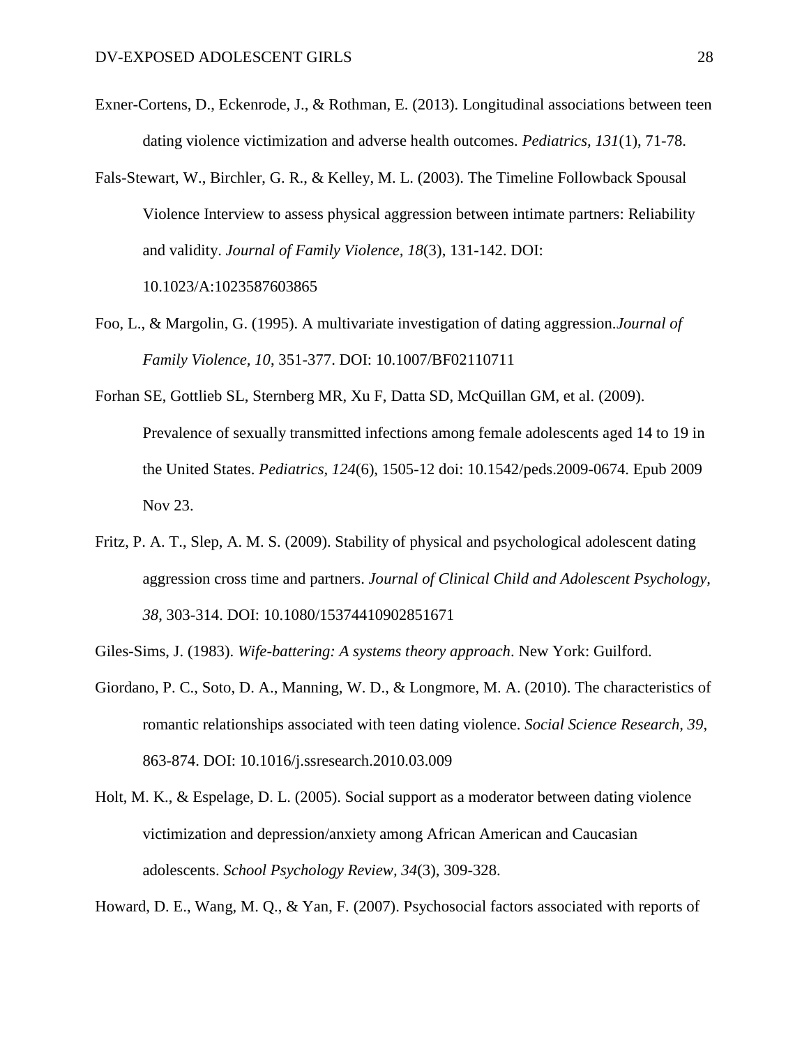Exner-Cortens, D., Eckenrode, J., & Rothman, E. (2013). Longitudinal associations between teen dating violence victimization and adverse health outcomes. *Pediatrics, 131*(1), 71-78.

Fals-Stewart, W., Birchler, G. R., & Kelley, M. L. (2003). The Timeline Followback Spousal Violence Interview to assess physical aggression between intimate partners: Reliability and validity. *Journal of Family Violence, 18*(3), 131-142. DOI: 10.1023/A:1023587603865

Foo, L., & Margolin, G. (1995). A multivariate investigation of dating aggression.*Journal of Family Violence, 10*, 351-377. DOI: 10.1007/BF02110711

Forhan SE, Gottlieb SL, Sternberg MR, Xu F, Datta SD, McQuillan GM, et al. (2009). Prevalence of sexually transmitted infections among female adolescents aged 14 to 19 in the United States. *Pediatrics*, *124*(6), 1505-12 doi: 10.1542/peds.2009-0674. Epub 2009 Nov 23.

Fritz, P. A. T., Slep, A. M. S. (2009). Stability of physical and psychological adolescent dating aggression cross time and partners. *Journal of Clinical Child and Adolescent Psychology, 38*, 303-314. DOI: 10.1080/15374410902851671

Giles-Sims, J. (1983). *Wife-battering: A systems theory approach*. New York: Guilford.

Giordano, P. C., Soto, D. A., Manning, W. D., & Longmore, M. A. (2010). The characteristics of romantic relationships associated with teen dating violence. *Social Science Research, 39*, 863-874. DOI: 10.1016/j.ssresearch.2010.03.009

Holt, M. K., & Espelage, D. L. (2005). Social support as a moderator between dating violence victimization and depression/anxiety among African American and Caucasian adolescents. *School Psychology Review, 34*(3), 309-328.

Howard, D. E., Wang, M. Q., & Yan, F. (2007). Psychosocial factors associated with reports of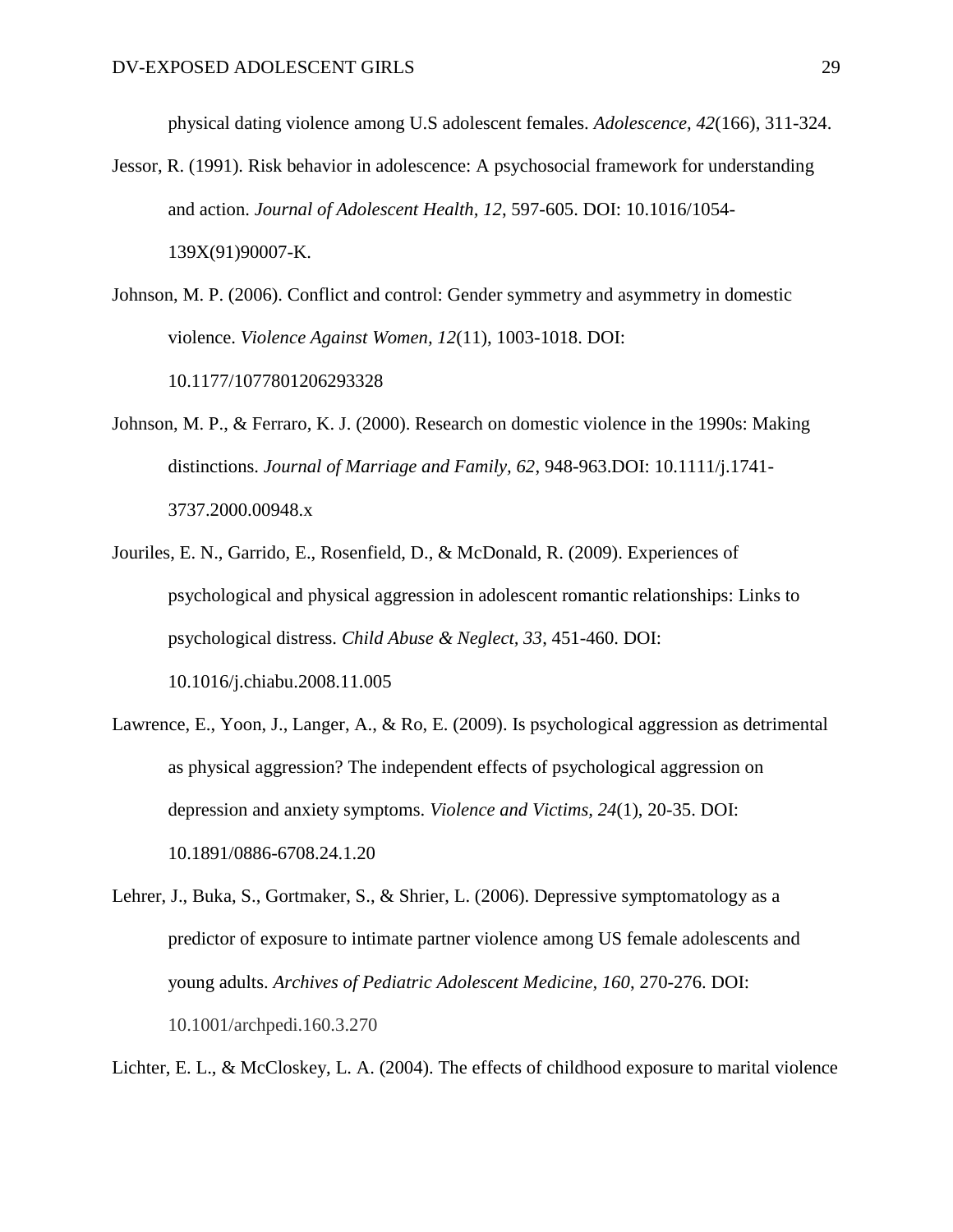physical dating violence among U.S adolescent females. *Adolescence, 42*(166), 311-324.

Jessor, R. (1991). Risk behavior in adolescence: A psychosocial framework for understanding and action. *Journal of Adolescent Health, 12*, 597-605. DOI: 10.1016/1054-139X(91)90007-K.

Johnson, M. P. (2006). Conflict and control: Gender symmetry and asymmetry in domestic violence. *Violence Against Women, 12*(11), 1003-1018. DOI: 10.1177/1077801206293328

Johnson, M. P., & Ferraro, K. J. (2000). Research on domestic violence in the 1990s: Making distinctions. *Journal of Marriage and Family, 62*, 948-963.DOI: 10.1111/j.1741-3737.2000.00948.x

Jouriles, E. N., Garrido, E., Rosenfield, D., & McDonald, R. (2009). Experiences of psychological and physical aggression in adolescent romantic relationships: Links to psychological distress. *Child Abuse & Neglect, 33*, 451-460. DOI: 10.1016/j.chiabu.2008.11.005

Lawrence, E., Yoon, J., Langer, A., & Ro, E. (2009). Is psychological aggression as detrimental as physical aggression? The independent effects of psychological aggression on depression and anxiety symptoms. *Violence and Victims, 24*(1), 20-35. DOI: 10.1891/0886-6708.24.1.20

Lehrer, J., Buka, S., Gortmaker, S., & Shrier, L. (2006). Depressive symptomatology as a predictor of exposure to intimate partner violence among US female adolescents and young adults. *Archives of Pediatric Adolescent Medicine, 160*, 270-276. DOI: 10.1001/archpedi.160.3.270

Lichter, E. L., & McCloskey, L. A. (2004). The effects of childhood exposure to marital violence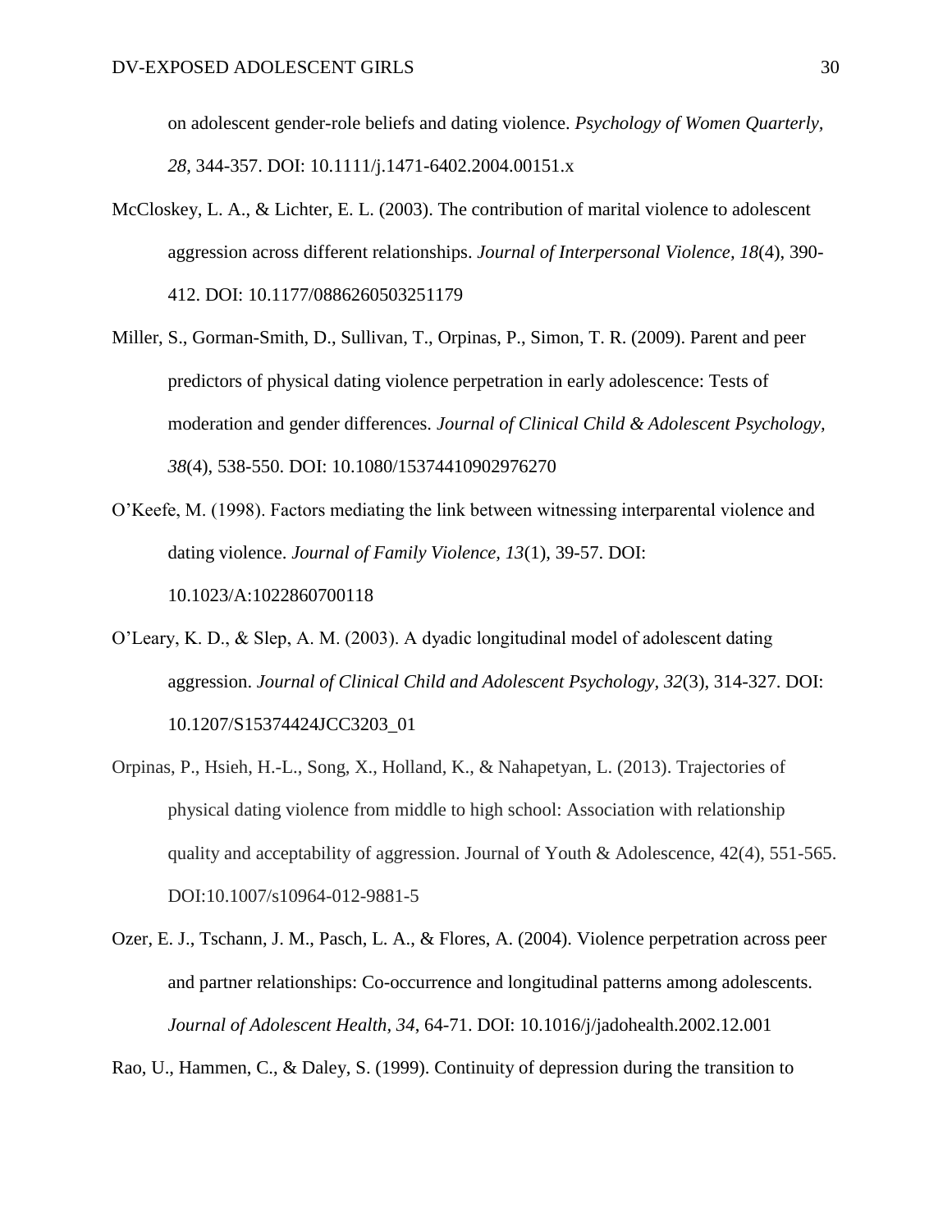on adolescent gender-role beliefs and dating violence. *Psychology of Women Quarterly, 28*, 344-357. DOI: 10.1111/j.1471-6402.2004.00151.x

McCloskey, L. A., & Lichter, E. L. (2003). The contribution of marital violence to adolescent aggression across different relationships. *Journal of Interpersonal Violence, 18*(4), 390-412. DOI: 10.1177/0886260503251179

Miller, S., Gorman-Smith, D., Sullivan, T., Orpinas, P., Simon, T. R. (2009). Parent and peer predictors of physical dating violence perpetration in early adolescence: Tests of moderation and gender differences. *Journal of Clinical Child & Adolescent Psychology, 38*(4), 538-550. DOI: 10.1080/15374410902976270

O'Keefe, M. (1998). Factors mediating the link between witnessing interparental violence and dating violence. *Journal of Family Violence, 13*(1), 39-57. DOI: 10.1023/A:1022860700118

O'Leary, K. D., & Slep, A. M. (2003). A dyadic longitudinal model of adolescent dating aggression. *Journal of Clinical Child and Adolescent Psychology, 32*(3), 314-327. DOI: 10.1207/S15374424JCC3203_01

Orpinas, P., Hsieh, H.-L., Song, X., Holland, K., & Nahapetyan, L. (2013). Trajectories of physical dating violence from middle to high school: Association with relationship quality and acceptability of aggression. Journal of Youth & Adolescence, 42(4), 551-565. DOI:10.1007/s10964-012-9881-5

Ozer, E. J., Tschann, J. M., Pasch, L. A., & Flores, A. (2004). Violence perpetration across peer and partner relationships: Co-occurrence and longitudinal patterns among adolescents. *Journal of Adolescent Health, 34*, 64-71. DOI: 10.1016/j/jadohealth.2002.12.001

Rao, U., Hammen, C., & Daley, S. (1999). Continuity of depression during the transition to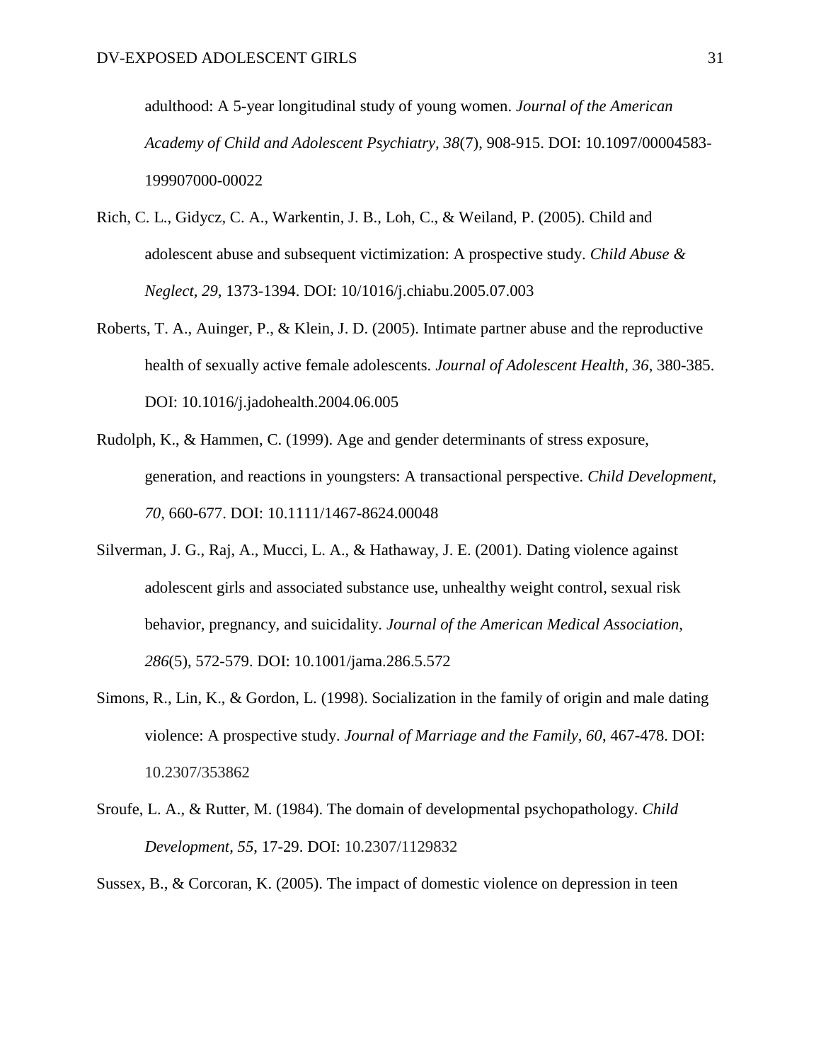adulthood: A 5-year longitudinal study of young women. *Journal of the American Academy of Child and Adolescent Psychiatry, 38*(7), 908-915. DOI: 10.1097/00004583-199907000-00022

Rich, C. L., Gidycz, C. A., Warkentin, J. B., Loh, C., & Weiland, P. (2005). Child and adolescent abuse and subsequent victimization: A prospective study. *Child Abuse & Neglect, 29*, 1373-1394. DOI: 10/1016/j.chiabu.2005.07.003

Roberts, T. A., Auinger, P., & Klein, J. D. (2005). Intimate partner abuse and the reproductive health of sexually active female adolescents. *Journal of Adolescent Health, 36*, 380-385. DOI: 10.1016/j.jadohealth.2004.06.005

Rudolph, K., & Hammen, C. (1999). Age and gender determinants of stress exposure, generation, and reactions in youngsters: A transactional perspective. *Child Development, 70*, 660-677. DOI: 10.1111/1467-8624.00048

Silverman, J. G., Raj, A., Mucci, L. A., & Hathaway, J. E. (2001). Dating violence against adolescent girls and associated substance use, unhealthy weight control, sexual risk behavior, pregnancy, and suicidality. *Journal of the American Medical Association, 286*(5), 572-579. DOI: 10.1001/jama.286.5.572

Simons, R., Lin, K., & Gordon, L. (1998). Socialization in the family of origin and male dating violence: A prospective study. *Journal of Marriage and the Family, 60*, 467-478. DOI: 10.2307/353862

Sroufe, L. A., & Rutter, M. (1984). The domain of developmental psychopathology. *Child Development, 55*, 17-29. DOI: 10.2307/1129832

Sussex, B., & Corcoran, K. (2005). The impact of domestic violence on depression in teen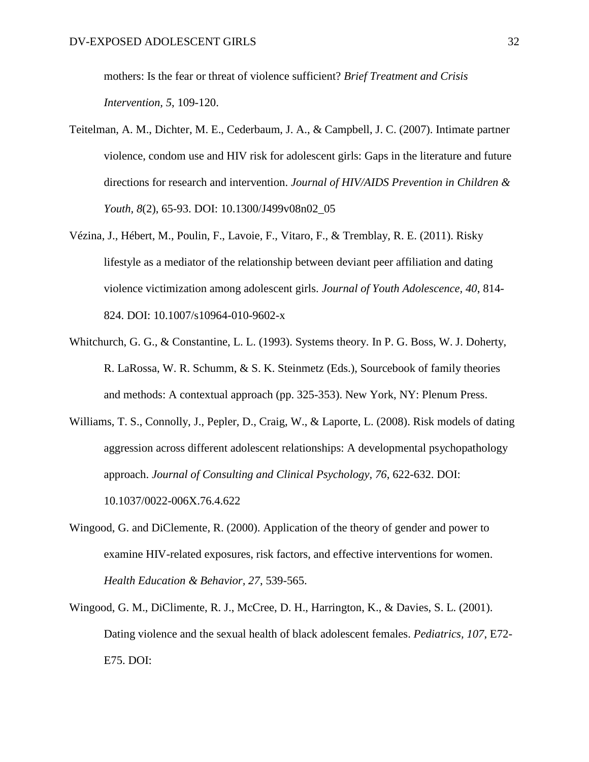mothers: Is the fear or threat of violence sufficient? *Brief Treatment and Crisis Intervention, 5*, 109-120.

Teitelman, A. M., Dichter, M. E., Cederbaum, J. A., & Campbell, J. C. (2007). Intimate partner violence, condom use and HIV risk for adolescent girls: Gaps in the literature and future directions for research and intervention. *Journal of HIV/AIDS Prevention in Children & Youth*, *8*(2), 65-93. DOI: 10.1300/J499v08n02_05

Vézina, J., Hébert, M., Poulin, F., Lavoie, F., Vitaro, F., & Tremblay, R. E. (2011). Risky lifestyle as a mediator of the relationship between deviant peer affiliation and dating violence victimization among adolescent girls. *Journal of Youth Adolescence*, *40*, 814-824. DOI: 10.1007/s10964-010-9602-x

Whitchurch, G. G., & Constantine, L. L. (1993). Systems theory. In P. G. Boss, W. J. Doherty, R. LaRossa, W. R. Schumm, & S. K. Steinmetz (Eds.), Sourcebook of family theories and methods: A contextual approach (pp. 325-353). New York, NY: Plenum Press.

Williams, T. S., Connolly, J., Pepler, D., Craig, W., & Laporte, L. (2008). Risk models of dating aggression across different adolescent relationships: A developmental psychopathology approach. *Journal of Consulting and Clinical Psychology*, *76*, 622-632. DOI: 10.1037/0022-006X.76.4.622

Wingood, G. and DiClemente, R. (2000). Application of the theory of gender and power to examine HIV-related exposures, risk factors, and effective interventions for women. *Health Education & Behavior, 27*, 539-565.

Wingood, G. M., DiClimente, R. J., McCree, D. H., Harrington, K., & Davies, S. L. (2001). Dating violence and the sexual health of black adolescent females. *Pediatrics*, *107*, E72-E75. DOI: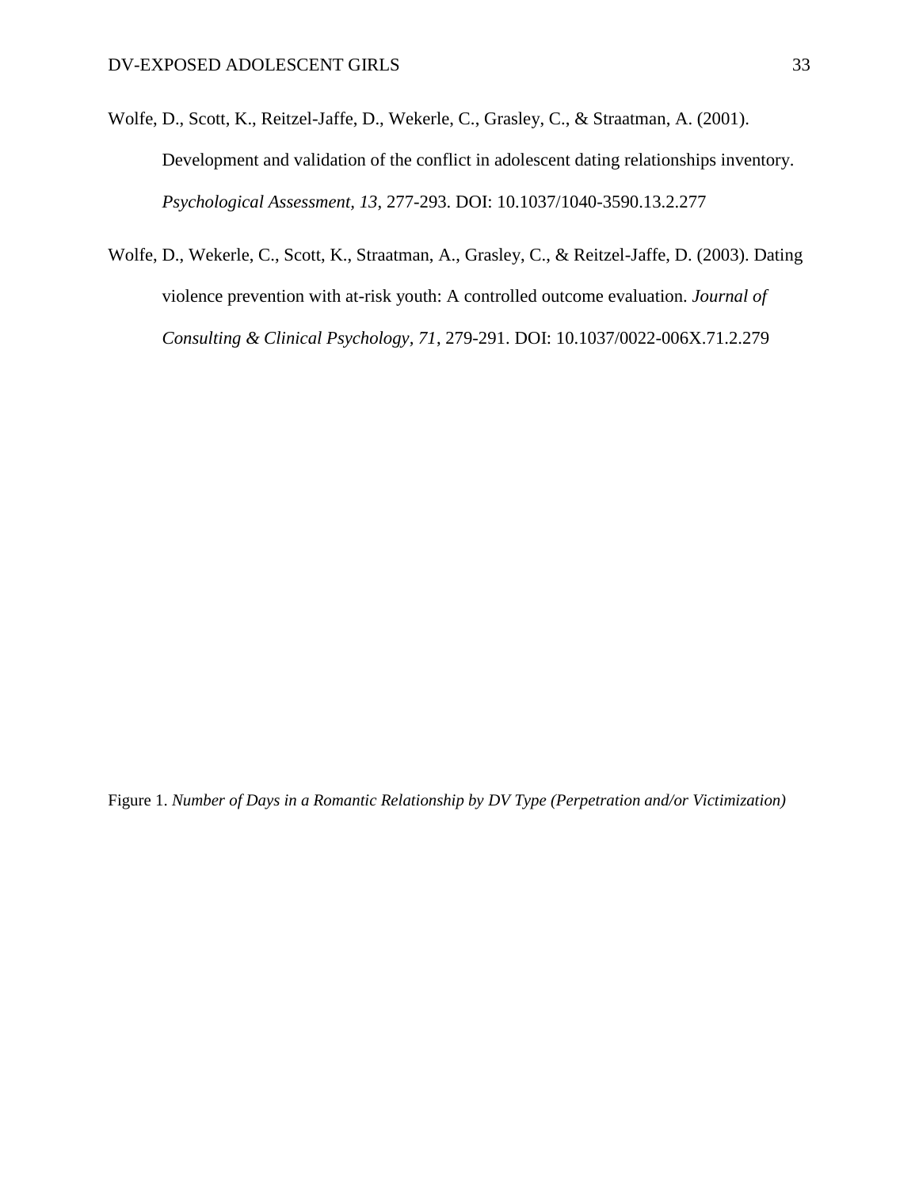Wolfe, D., Scott, K., Reitzel-Jaffe, D., Wekerle, C., Grasley, C., & Straatman, A. (2001). Development and validation of the conflict in adolescent dating relationships inventory. *Psychological Assessment, 13*, 277-293. DOI: 10.1037/1040-3590.13.2.277

Wolfe, D., Wekerle, C., Scott, K., Straatman, A., Grasley, C., & Reitzel-Jaffe, D. (2003). Dating violence prevention with at-risk youth: A controlled outcome evaluation. *Journal of Consulting & Clinical Psychology, 71*, 279-291. DOI: 10.1037/0022-006X.71.2.279

Figure 1. *Number of Days in a Romantic Relationship by DV Type (Perpetration and/or Victimization)*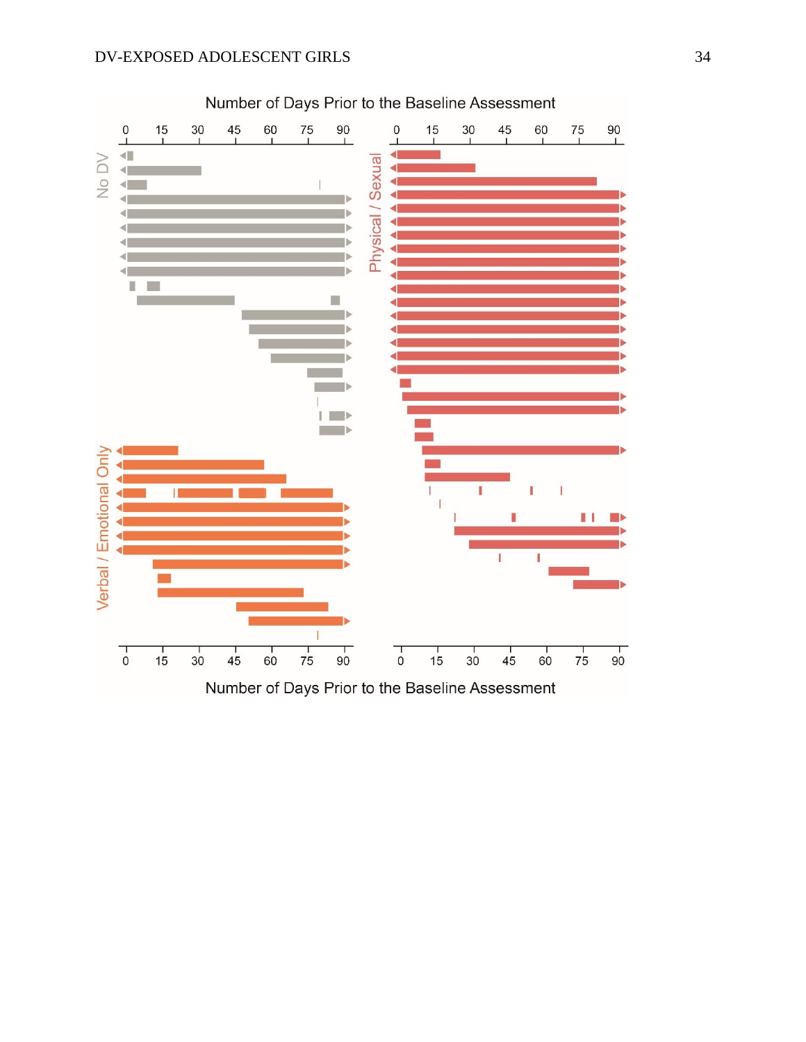Number of Days Prior to the Baseline Assessment

0 15 30 45 60 75 90

No DV

Physical / Sexual

Verbal / Emotional Only

Number of Days Prior to the Baseline Assessment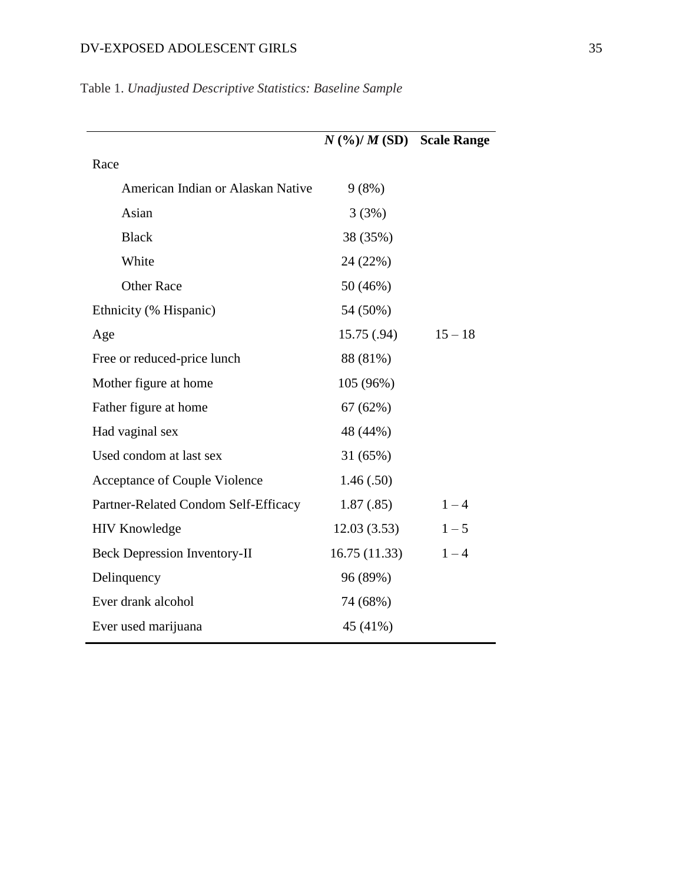Table 1. *Unadjusted Descriptive Statistics: Baseline Sample*

| | ***N* (%)/ *M* (SD)** | **Scale Range** |
|---|---|---|
| Race | | |
| American Indian or Alaskan Native | 9 (8%) | |
| Asian | 3 (3%) | |
| Black | 38 (35%) | |
| White | 24 (22%) | |
| Other Race | 50 (46%) | |
| Ethnicity (% Hispanic) | 54 (50%) | |
| Age | 15.75 (.94) | 15 – 18 |
| Free or reduced-price lunch | 88 (81%) | |
| Mother figure at home | 105 (96%) | |
| Father figure at home | 67 (62%) | |
| Had vaginal sex | 48 (44%) | |
| Used condom at last sex | 31 (65%) | |
| Acceptance of Couple Violence | 1.46 (.50) | |
| Partner-Related Condom Self-Efficacy | 1.87 (.85) | 1 – 4 |
| HIV Knowledge | 12.03 (3.53) | 1 – 5 |
| Beck Depression Inventory-II | 16.75 (11.33) | 1 – 4 |
| Delinquency | 96 (89%) | |
| Ever drank alcohol | 74 (68%) | |
| Ever used marijuana | 45 (41%) | |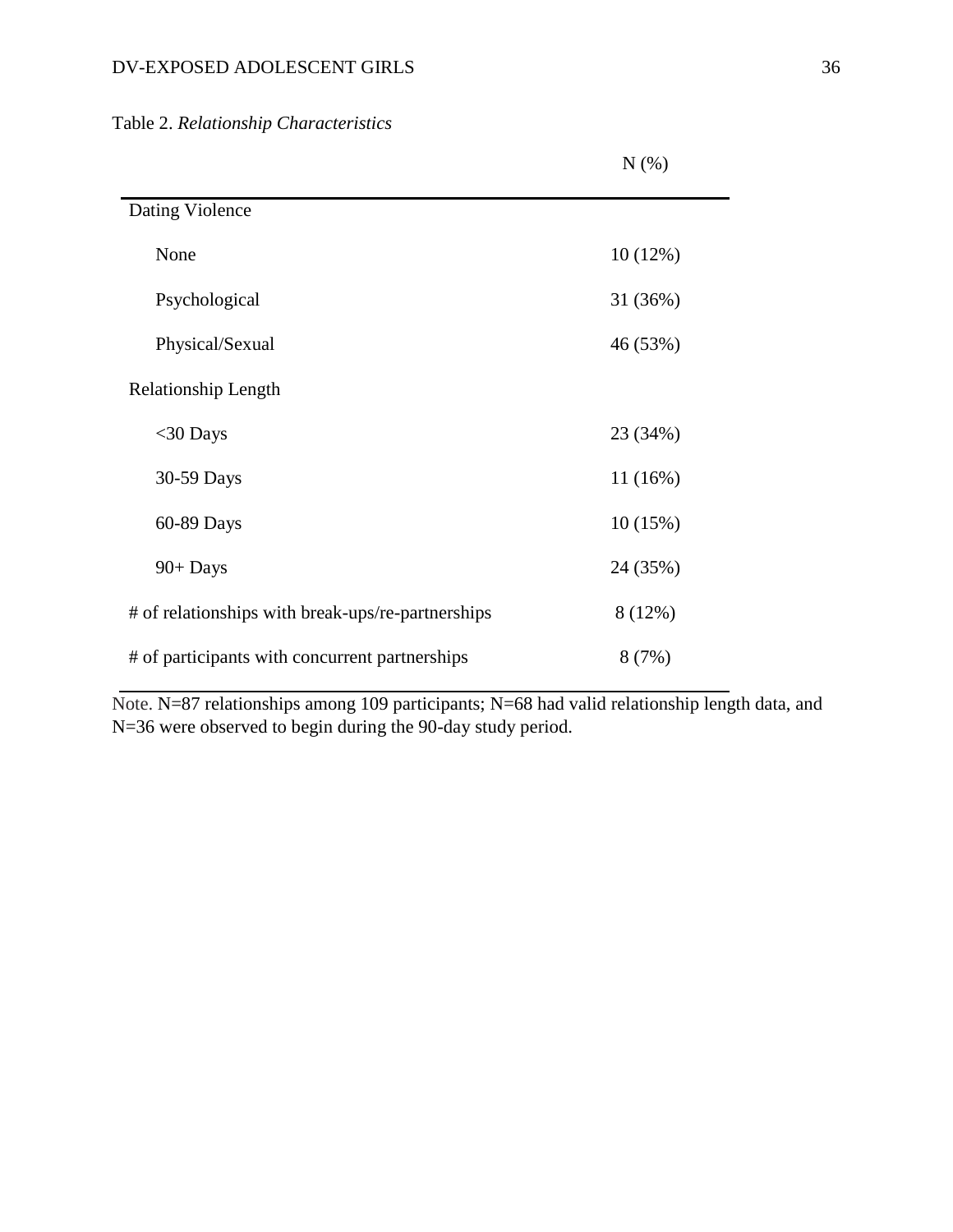Table 2. *Relationship Characteristics*

| | N (%) |
|---|---|
| Dating Violence | |
| None | 10 (12%) |
| Psychological | 31 (36%) |
| Physical/Sexual | 46 (53%) |
| Relationship Length | |
| <30 Days | 23 (34%) |
| 30-59 Days | 11 (16%) |
| 60-89 Days | 10 (15%) |
| 90+ Days | 24 (35%) |
| # of relationships with break-ups/re-partnerships | 8 (12%) |
| # of participants with concurrent partnerships | 8 (7%) |

Note. N=87 relationships among 109 participants; N=68 had valid relationship length data, and N=36 were observed to begin during the 90-day study period.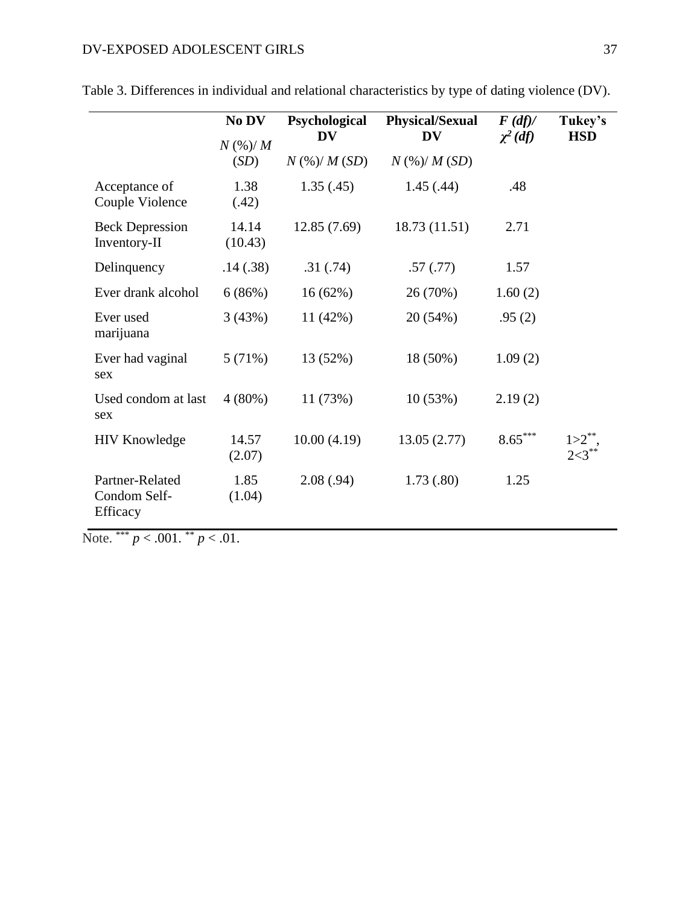Table 3. Differences in individual and relational characteristics by type of dating violence (DV).

| | **No DV** *N* (%)/ *M* (*SD*) | **Psychological DV** *N* (%)/ *M* (*SD*) | **Physical/Sexual DV** *N* (%)/ *M* (*SD*) | ***F* (*df*)/ $\chi^2$ (*df*)** | **Tukey's HSD** |
|---|---|---|---|---|---|
| Acceptance of Couple Violence | 1.38 (.42) | 1.35 (.45) | 1.45 (.44) | .48 | |
| Beck Depression Inventory-II | 14.14 (10.43) | 12.85 (7.69) | 18.73 (11.51) | 2.71 | |
| Delinquency | .14 (.38) | .31 (.74) | .57 (.77) | 1.57 | |
| Ever drank alcohol | 6 (86%) | 16 (62%) | 26 (70%) | 1.60 (2) | |
| Ever used marijuana | 3 (43%) | 11 (42%) | 20 (54%) | .95 (2) | |
| Ever had vaginal sex | 5 (71%) | 13 (52%) | 18 (50%) | 1.09 (2) | |
| Used condom at last sex | 4 (80%) | 11 (73%) | 10 (53%) | 2.19 (2) | |
| HIV Knowledge | 14.57 (2.07) | 10.00 (4.19) | 13.05 (2.77) | $8.65^{***}$ | $1>2^{**}$, $2<3^{**}$ |
| Partner-Related Condom Self-Efficacy | 1.85 (1.04) | 2.08 (.94) | 1.73 (.80) | 1.25 | |

Note. $^{***}$ $p < .001$. $^{**}$ $p < .01$.